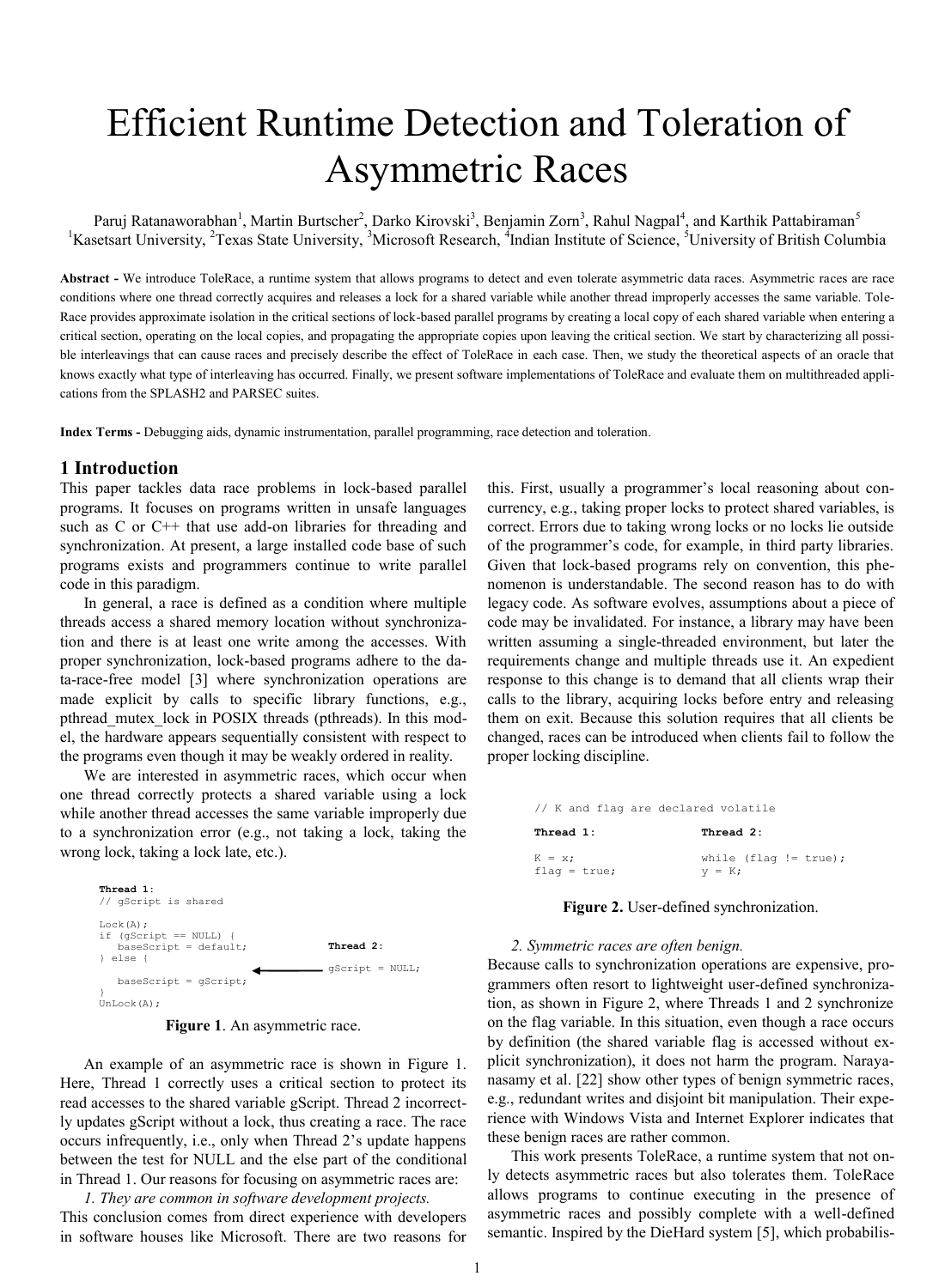# Efficient Runtime Detection and Toleration of Asymmetric Races

Paruj Ratanaworabhan[1], Martin Burtscher[2], Darko Kirovski[3], Benjamin Zorn[3], Rahul Nagpal[4], and Karthik Pattabiraman[5]
[1]Kasetsart University, [2]Texas State University, [3]Microsoft Research, [4]Indian Institute of Science, [5]University of British Columbia

**Abstract -** We introduce ToleRace, a runtime system that allows programs to detect and even tolerate asymmetric data races. Asymmetric races are race conditions where one thread correctly acquires and releases a lock for a shared variable while another thread improperly accesses the same variable. ToleRace provides approximate isolation in the critical sections of lock-based parallel programs by creating a local copy of each shared variable when entering a critical section, operating on the local copies, and propagating the appropriate copies upon leaving the critical section. We start by characterizing all possible interleavings that can cause races and precisely describe the effect of ToleRace in each case. Then, we study the theoretical aspects of an oracle that knows exactly what type of interleaving has occurred. Finally, we present software implementations of ToleRace and evaluate them on multithreaded applications from the SPLASH2 and PARSEC suites.

**Index Terms -** Debugging aids, dynamic instrumentation, parallel programming, race detection and toleration.

## 1 Introduction

This paper tackles data race problems in lock-based parallel programs. It focuses on programs written in unsafe languages such as C or C++ that use add-on libraries for threading and synchronization. At present, a large installed code base of such programs exists and programmers continue to write parallel code in this paradigm.

In general, a race is defined as a condition where multiple threads access a shared memory location without synchronization and there is at least one write among the accesses. With proper synchronization, lock-based programs adhere to the data-race-free model [3] where synchronization operations are made explicit by calls to specific library functions, e.g., pthread_mutex_lock in POSIX threads (pthreads). In this model, the hardware appears sequentially consistent with respect to the programs even though it may be weakly ordered in reality.

We are interested in asymmetric races, which occur when one thread correctly protects a shared variable using a lock while another thread accesses the same variable improperly due to a synchronization error (e.g., not taking a lock, taking the wrong lock, taking a lock late, etc.).

```
Thread 1:
// gScript is shared

Lock(A);
if (gScript == NULL) {
   baseScript = default;                 Thread 2:
} else {
                                         gScript = NULL;
   baseScript = gScript;   <-----------
}
UnLock(A);
```

**Figure 1**. An asymmetric race.

An example of an asymmetric race is shown in Figure 1. Here, Thread 1 correctly uses a critical section to protect its read accesses to the shared variable gScript. Thread 2 incorrectly updates gScript without a lock, thus creating a race. The race occurs infrequently, i.e., only when Thread 2's update happens between the test for NULL and the else part of the conditional in Thread 1. Our reasons for focusing on asymmetric races are:

*1. They are common in software development projects.*
This conclusion comes from direct experience with developers in software houses like Microsoft. There are two reasons for this. First, usually a programmer's local reasoning about concurrency, e.g., taking proper locks to protect shared variables, is correct. Errors due to taking wrong locks or no locks lie outside of the programmer's code, for example, in third party libraries. Given that lock-based programs rely on convention, this phenomenon is understandable. The second reason has to do with legacy code. As software evolves, assumptions about a piece of code may be invalidated. For instance, a library may have been written assuming a single-threaded environment, but later the requirements change and multiple threads use it. An expedient response to this change is to demand that all clients wrap their calls to the library, acquiring locks before entry and releasing them on exit. Because this solution requires that all clients be changed, races can be introduced when clients fail to follow the proper locking discipline.

```
// K and flag are declared volatile

Thread 1:            Thread 2:

K = x;               while (flag != true);
flag = true;         y = K;
```

**Figure 2.** User-defined synchronization.

*2. Symmetric races are often benign.*
Because calls to synchronization operations are expensive, programmers often resort to lightweight user-defined synchronization, as shown in Figure 2, where Threads 1 and 2 synchronize on the flag variable. In this situation, even though a race occurs by definition (the shared variable flag is accessed without explicit synchronization), it does not harm the program. Narayanasamy et al. [22] show other types of benign symmetric races, e.g., redundant writes and disjoint bit manipulation. Their experience with Windows Vista and Internet Explorer indicates that these benign races are rather common.

This work presents ToleRace, a runtime system that not only detects asymmetric races but also tolerates them. ToleRace allows programs to continue executing in the presence of asymmetric races and possibly complete with a well-defined semantic. Inspired by the DieHard system [5], which probabilis-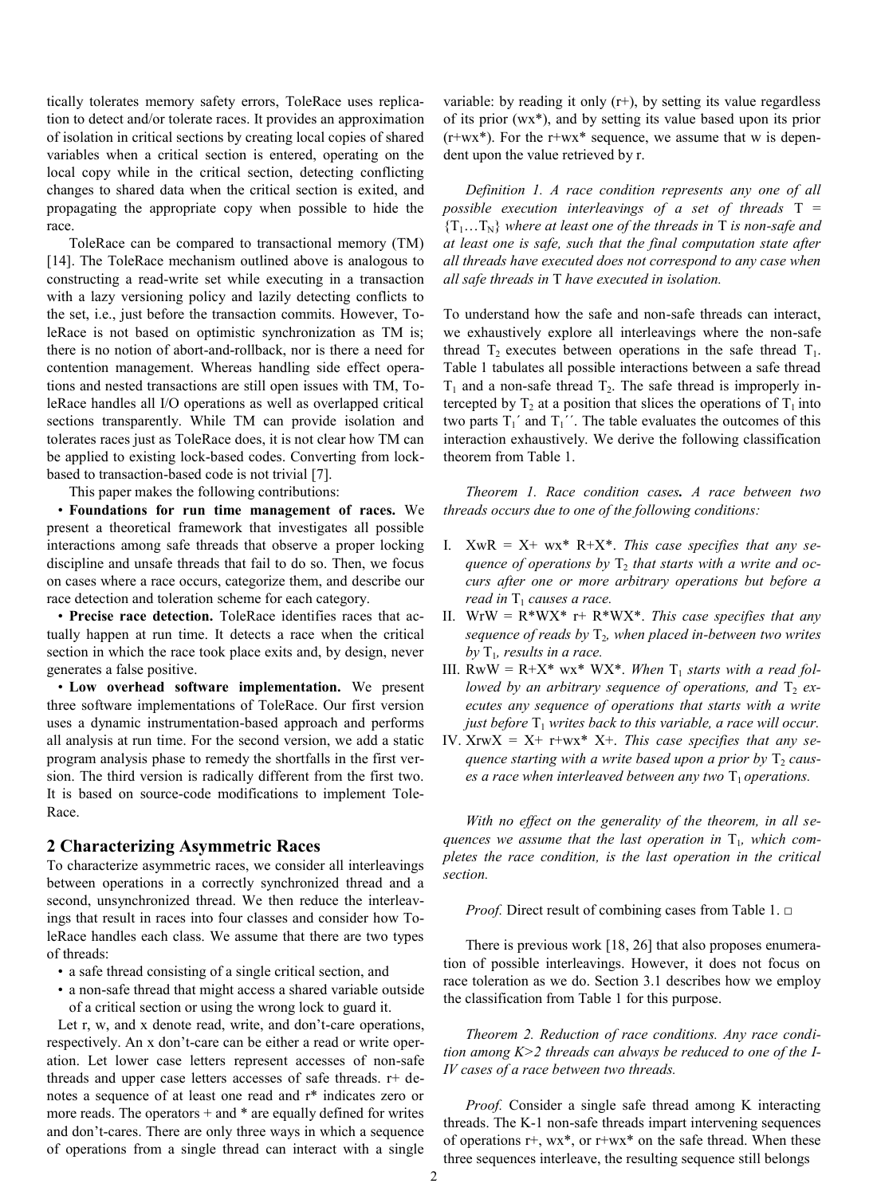tically tolerates memory safety errors, ToleRace uses replication to detect and/or tolerate races. It provides an approximation of isolation in critical sections by creating local copies of shared variables when a critical section is entered, operating on the local copy while in the critical section, detecting conflicting changes to shared data when the critical section is exited, and propagating the appropriate copy when possible to hide the race.

ToleRace can be compared to transactional memory (TM) [14]. The ToleRace mechanism outlined above is analogous to constructing a read-write set while executing in a transaction with a lazy versioning policy and lazily detecting conflicts to the set, i.e., just before the transaction commits. However, ToleRace is not based on optimistic synchronization as TM is; there is no notion of abort-and-rollback, nor is there a need for contention management. Whereas handling side effect operations and nested transactions are still open issues with TM, ToleRace handles all I/O operations as well as overlapped critical sections transparently. While TM can provide isolation and tolerates races just as ToleRace does, it is not clear how TM can be applied to existing lock-based codes. Converting from lock-based to transaction-based code is not trivial [7].

This paper makes the following contributions:

- **Foundations for run time management of races.** We present a theoretical framework that investigates all possible interactions among safe threads that observe a proper locking discipline and unsafe threads that fail to do so. Then, we focus on cases where a race occurs, categorize them, and describe our race detection and toleration scheme for each category.
- **Precise race detection.** ToleRace identifies races that actually happen at run time. It detects a race when the critical section in which the race took place exits and, by design, never generates a false positive.
- **Low overhead software implementation.** We present three software implementations of ToleRace. Our first version uses a dynamic instrumentation-based approach and performs all analysis at run time. For the second version, we add a static program analysis phase to remedy the shortfalls in the first version. The third version is radically different from the first two. It is based on source-code modifications to implement ToleRace.

## 2 Characterizing Asymmetric Races

To characterize asymmetric races, we consider all interleavings between operations in a correctly synchronized thread and a second, unsynchronized thread. We then reduce the interleavings that result in races into four classes and consider how ToleRace handles each class. We assume that there are two types of threads:

- a safe thread consisting of a single critical section, and
- a non-safe thread that might access a shared variable outside of a critical section or using the wrong lock to guard it.

Let r, w, and x denote read, write, and don't-care operations, respectively. An x don't-care can be either a read or write operation. Let lower case letters represent accesses of non-safe threads and upper case letters accesses of safe threads. r+ denotes a sequence of at least one read and r* indicates zero or more reads. The operators + and * are equally defined for writes and don't-cares. There are only three ways in which a sequence of operations from a single thread can interact with a single variable: by reading it only (r+), by setting its value regardless of its prior (wx*), and by setting its value based upon its prior (r+wx*). For the r+wx* sequence, we assume that w is dependent upon the value retrieved by r.

*Definition 1. A race condition represents any one of all possible execution interleavings of a set of threads* T = $\{T_1 \ldots T_N\}$ *where at least one of the threads in* T *is non-safe and at least one is safe, such that the final computation state after all threads have executed does not correspond to any case when all safe threads in* T *have executed in isolation.*

To understand how the safe and non-safe threads can interact, we exhaustively explore all interleavings where the non-safe thread $T_2$ executes between operations in the safe thread $T_1$. Table 1 tabulates all possible interactions between a safe thread $T_1$ and a non-safe thread $T_2$. The safe thread is improperly intercepted by $T_2$ at a position that slices the operations of $T_1$ into two parts $T_1'$ and $T_1''$. The table evaluates the outcomes of this interaction exhaustively. We derive the following classification theorem from Table 1.

*Theorem 1. Race condition cases. A race between two threads occurs due to one of the following conditions:*

I. XwR = X+ wx* R+X*. *This case specifies that any sequence of operations by* $T_2$ *that starts with a write and occurs after one or more arbitrary operations but before a read in* $T_1$ *causes a race.*

II. WrW = R*WX* r+ R*WX*. *This case specifies that any sequence of reads by* $T_2$*, when placed in-between two writes by* $T_1$*, results in a race.*

III. RwW = R+X* wx* WX*. *When* $T_1$ *starts with a read followed by an arbitrary sequence of operations, and* $T_2$ *executes any sequence of operations that starts with a write just before* $T_1$ *writes back to this variable, a race will occur.*

IV. XrwX = X+ r+wx* X+. *This case specifies that any sequence starting with a write based upon a prior by* $T_2$ *causes a race when interleaved between any two* $T_1$ *operations.*

*With no effect on the generality of the theorem, in all sequences we assume that the last operation in* $T_1$*, which completes the race condition, is the last operation in the critical section.*

*Proof.* Direct result of combining cases from Table 1. □

There is previous work [18, 26] that also proposes enumeration of possible interleavings. However, it does not focus on race toleration as we do. Section 3.1 describes how we employ the classification from Table 1 for this purpose.

*Theorem 2. Reduction of race conditions. Any race condition among K>2 threads can always be reduced to one of the I-IV cases of a race between two threads.*

*Proof.* Consider a single safe thread among K interacting threads. The K-1 non-safe threads impart intervening sequences of operations r+, wx*, or r+wx* on the safe thread. When these three sequences interleave, the resulting sequence still belongs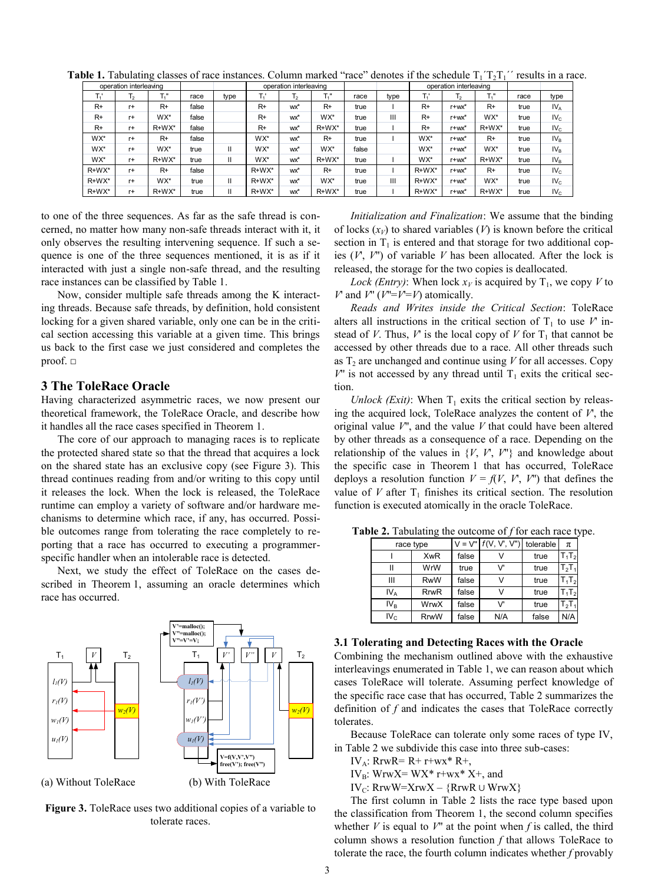**Table 1.** Tabulating classes of race instances. Column marked "race" denotes if the schedule $T_1'T_2T_1''$ results in a race.

| operation interleaving | | | | | operation interleaving | | | | | operation interleaving | | | | |
|---|---|---|---|---|---|---|---|---|---|---|---|---|---|---|
| $T_1'$ | $T_2$ | $T_1''$ | race | type | $T_1'$ | $T_2$ | $T_1''$ | race | type | $T_1'$ | $T_2$ | $T_1''$ | race | type |
| R+ | r+ | R+ | false | | R+ | wx* | R+ | true | I | R+ | r+wx* | R+ | true | $IV_A$ |
| R+ | r+ | WX* | false | | R+ | wx* | WX* | true | III | R+ | r+wx* | WX* | true | $IV_C$ |
| R+ | r+ | R+WX* | false | | R+ | wx* | R+WX* | true | I | R+ | r+wx* | R+WX* | true | $IV_C$ |
| WX* | r+ | R+ | false | | WX* | wx* | R+ | true | I | WX* | r+wx* | R+ | true | $IV_B$ |
| WX* | r+ | WX* | true | II | WX* | wx* | WX* | false | | WX* | r+wx* | WX* | true | $IV_B$ |
| WX* | r+ | R+WX* | true | II | WX* | wx* | R+WX* | true | I | WX* | r+wx* | R+WX* | true | $IV_B$ |
| R+WX* | r+ | R+ | false | | R+WX* | wx* | R+ | true | I | R+WX* | r+wx* | R+ | true | $IV_C$ |
| R+WX* | r+ | WX* | true | II | R+WX* | wx* | WX* | true | III | R+WX* | r+wx* | WX* | true | $IV_C$ |
| R+WX* | r+ | R+WX* | true | II | R+WX* | wx* | R+WX* | true | I | R+WX* | r+wx* | R+WX* | true | $IV_C$ |

to one of the three sequences. As far as the safe thread is concerned, no matter how many non-safe threads interact with it, it only observes the resulting intervening sequence. If such a sequence is one of the three sequences mentioned, it is as if it interacted with just a single non-safe thread, and the resulting race instances can be classified by Table 1.

Now, consider multiple safe threads among the K interacting threads. Because safe threads, by definition, hold consistent locking for a given shared variable, only one can be in the critical section accessing this variable at a given time. This brings us back to the first case we just considered and completes the proof. □

## 3 The ToleRace Oracle

Having characterized asymmetric races, we now present our theoretical framework, the ToleRace Oracle, and describe how it handles all the race cases specified in Theorem 1.

The core of our approach to managing races is to replicate the protected shared state so that the thread that acquires a lock on the shared state has an exclusive copy (see Figure 3). This thread continues reading from and/or writing to this copy until it releases the lock. When the lock is released, the ToleRace runtime can employ a variety of software and/or hardware mechanisms to determine which race, if any, has occurred. Possible outcomes range from tolerating the race completely to reporting that a race has occurred to executing a programmer-specific handler when an intolerable race is detected.

Next, we study the effect of ToleRace on the cases described in Theorem 1, assuming an oracle determines which race has occurred.

(a) Without ToleRace (b) With ToleRace

**Figure 3.** ToleRace uses two additional copies of a variable to tolerate races.

*Initialization and Finalization*: We assume that the binding of locks ($x_V$) to shared variables ($V$) is known before the critical section in $T_1$ is entered and that storage for two additional copies ($V'$, $V''$) of variable $V$ has been allocated. After the lock is released, the storage for the two copies is deallocated.

*Lock (Entry)*: When lock $x_V$ is acquired by $T_1$, we copy $V$ to $V'$ and $V''$ ($V''$=$V'$=$V$) atomically.

*Reads and Writes inside the Critical Section*: ToleRace alters all instructions in the critical section of $T_1$ to use $V'$ instead of $V$. Thus, $V'$ is the local copy of $V$ for $T_1$ that cannot be accessed by other threads due to a race. All other threads such as $T_2$ are unchanged and continue using $V$ for all accesses. Copy $V''$ is not accessed by any thread until $T_1$ exits the critical section.

*Unlock (Exit)*: When $T_1$ exits the critical section by releasing the acquired lock, ToleRace analyzes the content of $V'$, the original value $V''$, and the value $V$ that could have been altered by other threads as a consequence of a race. Depending on the relationship of the values in {$V$, $V'$, $V''$} and knowledge about the specific case in Theorem 1 that has occurred, ToleRace deploys a resolution function $V = f(V, V', V'')$ that defines the value of $V$ after $T_1$ finishes its critical section. The resolution function is executed atomically in the oracle ToleRace.

**Table 2.** Tabulating the outcome of $f$ for each race type.

| race type | | V = V'' | $f$(V, V', V'') | tolerable | π |
|---|---|---|---|---|---|
| I | XwR | false | V | true | $T_1T_2$ |
| II | WrW | true | V' | true | $T_2T_1$ |
| III | RwW | false | V | true | $T_1T_2$ |
| $IV_A$ | RrwR | false | V | true | $T_1T_2$ |
| $IV_B$ | WrwX | false | V' | true | $T_2T_1$ |
| $IV_C$ | RrwW | false | N/A | false | N/A |

### 3.1 Tolerating and Detecting Races with the Oracle

Combining the mechanism outlined above with the exhaustive interleavings enumerated in Table 1, we can reason about which cases ToleRace will tolerate. Assuming perfect knowledge of the specific race case that has occurred, Table 2 summarizes the definition of $f$ and indicates the cases that ToleRace correctly tolerates.

Because ToleRace can tolerate only some races of type IV, in Table 2 we subdivide this case into three sub-cases:

$IV_A$: RrwR= R+ r+wx* R+,

$IV_B$: WrwX= WX* r+wx* X+, and

$IV_C$: RrwW=XrwX – {RrwR ∪ WrwX}

The first column in Table 2 lists the race type based upon the classification from Theorem 1, the second column specifies whether $V$ is equal to $V''$ at the point when $f$ is called, the third column shows a resolution function $f$ that allows ToleRace to tolerate the race, the fourth column indicates whether $f$ provably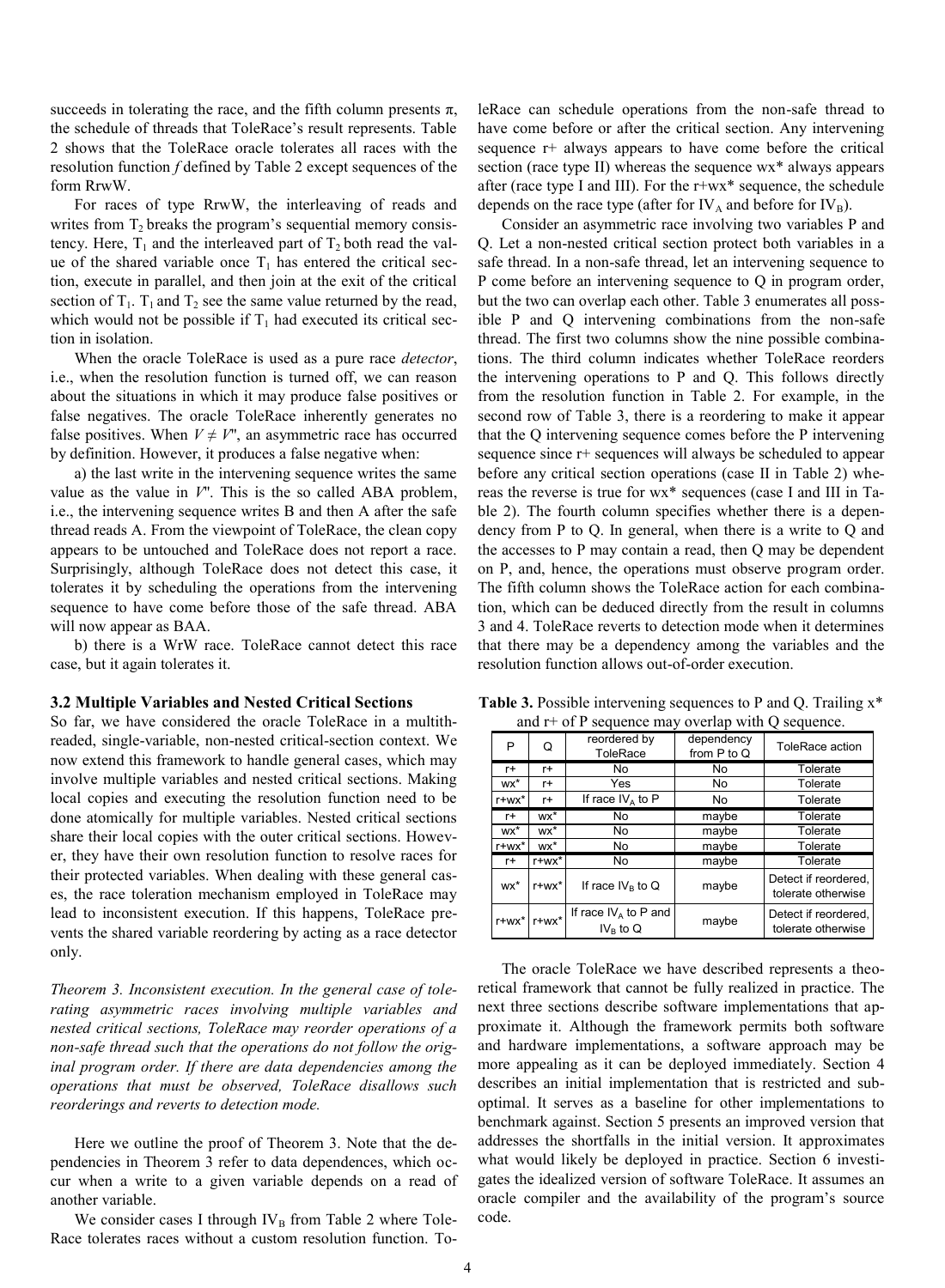succeeds in tolerating the race, and the fifth column presents $\pi$, the schedule of threads that ToleRace's result represents. Table 2 shows that the ToleRace oracle tolerates all races with the resolution function *f* defined by Table 2 except sequences of the form RrwW.

For races of type RrwW, the interleaving of reads and writes from $T_2$ breaks the program's sequential memory consistency. Here, $T_1$ and the interleaved part of $T_2$ both read the value of the shared variable once $T_1$ has entered the critical section, execute in parallel, and then join at the exit of the critical section of $T_1$. $T_1$ and $T_2$ see the same value returned by the read, which would not be possible if $T_1$ had executed its critical section in isolation.

When the oracle ToleRace is used as a pure race *detector*, i.e., when the resolution function is turned off, we can reason about the situations in which it may produce false positives or false negatives. The oracle ToleRace inherently generates no false positives. When $V \neq V''$, an asymmetric race has occurred by definition. However, it produces a false negative when:

a) the last write in the intervening sequence writes the same value as the value in $V''$. This is the so called ABA problem, i.e., the intervening sequence writes B and then A after the safe thread reads A. From the viewpoint of ToleRace, the clean copy appears to be untouched and ToleRace does not report a race. Surprisingly, although ToleRace does not detect this case, it tolerates it by scheduling the operations from the intervening sequence to have come before those of the safe thread. ABA will now appear as BAA.

b) there is a WrW race. ToleRace cannot detect this race case, but it again tolerates it.

### 3.2 Multiple Variables and Nested Critical Sections

So far, we have considered the oracle ToleRace in a multithreaded, single-variable, non-nested critical-section context. We now extend this framework to handle general cases, which may involve multiple variables and nested critical sections. Making local copies and executing the resolution function need to be done atomically for multiple variables. Nested critical sections share their local copies with the outer critical sections. However, they have their own resolution function to resolve races for their protected variables. When dealing with these general cases, the race toleration mechanism employed in ToleRace may lead to inconsistent execution. If this happens, ToleRace prevents the shared variable reordering by acting as a race detector only.

*Theorem 3. Inconsistent execution. In the general case of tolerating asymmetric races involving multiple variables and nested critical sections, ToleRace may reorder operations of a non-safe thread such that the operations do not follow the original program order. If there are data dependencies among the operations that must be observed, ToleRace disallows such reorderings and reverts to detection mode.*

Here we outline the proof of Theorem 3. Note that the dependencies in Theorem 3 refer to data dependences, which occur when a write to a given variable depends on a read of another variable.

We consider cases I through $IV_B$ from Table 2 where ToleRace tolerates races without a custom resolution function. ToleRace can schedule operations from the non-safe thread to have come before or after the critical section. Any intervening sequence r+ always appears to have come before the critical section (race type II) whereas the sequence wx* always appears after (race type I and III). For the r+wx* sequence, the schedule depends on the race type (after for $IV_A$ and before for $IV_B$).

Consider an asymmetric race involving two variables P and Q. Let a non-nested critical section protect both variables in a safe thread. In a non-safe thread, let an intervening sequence to P come before an intervening sequence to Q in program order, but the two can overlap each other. Table 3 enumerates all possible P and Q intervening combinations from the non-safe thread. The first two columns show the nine possible combinations. The third column indicates whether ToleRace reorders the intervening operations to P and Q. This follows directly from the resolution function in Table 2. For example, in the second row of Table 3, there is a reordering to make it appear that the Q intervening sequence comes before the P intervening sequence since r+ sequences will always be scheduled to appear before any critical section operations (case II in Table 2) whereas the reverse is true for wx* sequences (case I and III in Table 2). The fourth column specifies whether there is a dependency from P to Q. In general, when there is a write to Q and the accesses to P may contain a read, then Q may be dependent on P, and, hence, the operations must observe program order. The fifth column shows the ToleRace action for each combination, which can be deduced directly from the result in columns 3 and 4. ToleRace reverts to detection mode when it determines that there may be a dependency among the variables and the resolution function allows out-of-order execution.

**Table 3.** Possible intervening sequences to P and Q. Trailing x* and r+ of P sequence may overlap with Q sequence.

| P | Q | reordered by ToleRace | dependency from P to Q | ToleRace action |
|---|---|---|---|---|
| r+ | r+ | No | No | Tolerate |
| wx* | r+ | Yes | No | Tolerate |
| r+wx* | r+ | If race $IV_A$ to P | No | Tolerate |
| r+ | wx* | No | maybe | Tolerate |
| wx* | wx* | No | maybe | Tolerate |
| r+wx* | wx* | No | maybe | Tolerate |
| r+ | r+wx* | No | maybe | Tolerate |
| wx* | r+wx* | If race $IV_B$ to Q | maybe | Detect if reordered, tolerate otherwise |
| r+wx* | r+wx* | If race $IV_A$ to P and $IV_B$ to Q | maybe | Detect if reordered, tolerate otherwise |

The oracle ToleRace we have described represents a theoretical framework that cannot be fully realized in practice. The next three sections describe software implementations that approximate it. Although the framework permits both software and hardware implementations, a software approach may be more appealing as it can be deployed immediately. Section 4 describes an initial implementation that is restricted and suboptimal. It serves as a baseline for other implementations to benchmark against. Section 5 presents an improved version that addresses the shortfalls in the initial version. It approximates what would likely be deployed in practice. Section 6 investigates the idealized version of software ToleRace. It assumes an oracle compiler and the availability of the program's source code.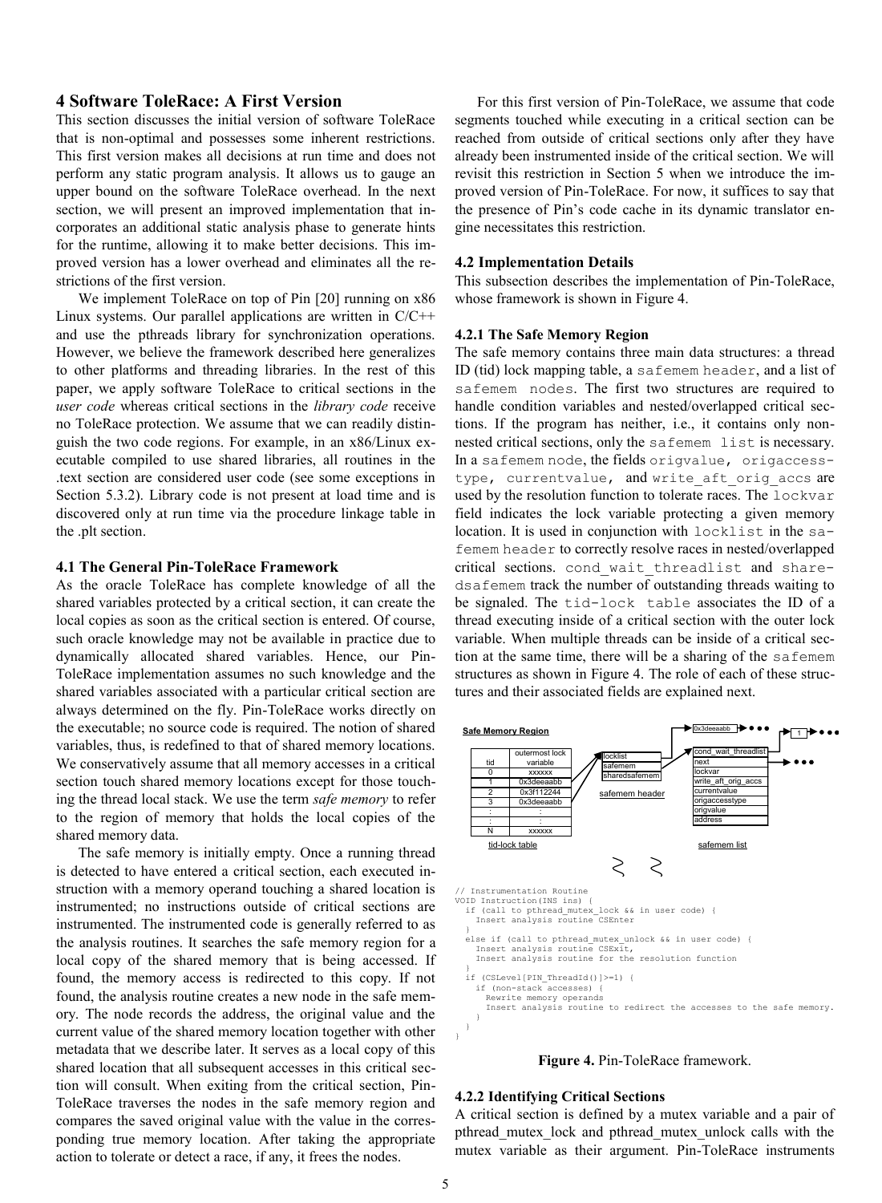## 4 Software ToleRace: A First Version

This section discusses the initial version of software ToleRace that is non-optimal and possesses some inherent restrictions. This first version makes all decisions at run time and does not perform any static program analysis. It allows us to gauge an upper bound on the software ToleRace overhead. In the next section, we will present an improved implementation that incorporates an additional static analysis phase to generate hints for the runtime, allowing it to make better decisions. This improved version has a lower overhead and eliminates all the restrictions of the first version.

We implement ToleRace on top of Pin [20] running on x86 Linux systems. Our parallel applications are written in C/C++ and use the pthreads library for synchronization operations. However, we believe the framework described here generalizes to other platforms and threading libraries. In the rest of this paper, we apply software ToleRace to critical sections in the *user code* whereas critical sections in the *library code* receive no ToleRace protection. We assume that we can readily distinguish the two code regions. For example, in an x86/Linux executable compiled to use shared libraries, all routines in the .text section are considered user code (see some exceptions in Section 5.3.2). Library code is not present at load time and is discovered only at run time via the procedure linkage table in the .plt section.

### 4.1 The General Pin-ToleRace Framework

As the oracle ToleRace has complete knowledge of all the shared variables protected by a critical section, it can create the local copies as soon as the critical section is entered. Of course, such oracle knowledge may not be available in practice due to dynamically allocated shared variables. Hence, our Pin-ToleRace implementation assumes no such knowledge and the shared variables associated with a particular critical section are always determined on the fly. Pin-ToleRace works directly on the executable; no source code is required. The notion of shared variables, thus, is redefined to that of shared memory locations. We conservatively assume that all memory accesses in a critical section touch shared memory locations except for those touching the thread local stack. We use the term *safe memory* to refer to the region of memory that holds the local copies of the shared memory data.

The safe memory is initially empty. Once a running thread is detected to have entered a critical section, each executed instruction with a memory operand touching a shared location is instrumented; no instructions outside of critical sections are instrumented. The instrumented code is generally referred to as the analysis routines. It searches the safe memory region for a local copy of the shared memory that is being accessed. If found, the memory access is redirected to this copy. If not found, the analysis routine creates a new node in the safe memory. The node records the address, the original value and the current value of the shared memory location together with other metadata that we describe later. It serves as a local copy of this shared location that all subsequent accesses in this critical section will consult. When exiting from the critical section, Pin-ToleRace traverses the nodes in the safe memory region and compares the saved original value with the value in the corresponding true memory location. After taking the appropriate action to tolerate or detect a race, if any, it frees the nodes.

For this first version of Pin-ToleRace, we assume that code segments touched while executing in a critical section can be reached from outside of critical sections only after they have already been instrumented inside of the critical section. We will revisit this restriction in Section 5 when we introduce the improved version of Pin-ToleRace. For now, it suffices to say that the presence of Pin's code cache in its dynamic translator engine necessitates this restriction.

### 4.2 Implementation Details

This subsection describes the implementation of Pin-ToleRace, whose framework is shown in Figure 4.

#### 4.2.1 The Safe Memory Region

The safe memory contains three main data structures: a thread ID (tid) lock mapping table, a `safemem header`, and a list of `safemem nodes`. The first two structures are required to handle condition variables and nested/overlapped critical sections. If the program has neither, i.e., it contains only non-nested critical sections, only the `safemem list` is necessary. In a `safemem` node, the fields `origvalue`, `origaccesstype`, `currentvalue`, and `write_aft_orig_accs` are used by the resolution function to tolerate races. The `lockvar` field indicates the lock variable protecting a given memory location. It is used in conjunction with `locklist` in the `safemem header` to correctly resolve races in nested/overlapped critical sections. `cond_wait_threadlist` and `sharedsafemem` track the number of outstanding threads waiting to be signaled. The `tid-lock table` associates the ID of a thread executing inside of a critical section with the outer lock variable. When multiple threads can be inside of a critical section at the same time, there will be a sharing of the `safemem` structures as shown in Figure 4. The role of each of these structures and their associated fields are explained next.

Safe Memory Region

| tid | outermost lock variable |
|---|---|
| 0 | xxxxxx |
| 1 | 0x3deeaabb |
| 2 | 0x3f112244 |
| 3 | 0x3deeaabb |
| : | : |
| : | : |
| N | xxxxxx |

tid-lock table

locklist
safemem
sharedsafemem

safemem header

0x3deeaabb
1

cond_wait_threadlist
next
lockvar
write_aft_orig_accs
currentvalue
origaccesstype
origvalue
address

safemem list

```
// Instrumentation Routine
VOID Instruction(INS ins) {
  if (call to pthread_mutex_lock && in user code) {
    Insert analysis routine CSEnter
  }
  else if (call to pthread_mutex_unlock && in user code) {
    Insert analysis routine CSExit,
    Insert analysis routine for the resolution function
  }
  if (CSLevel[PIN_ThreadId()]>=1) {
    if (non-stack accesses) {
      Rewrite memory operands
      Insert analysis routine to redirect the accesses to the safe memory.
    }
  }
}
```

**Figure 4.** Pin-ToleRace framework.

#### 4.2.2 Identifying Critical Sections

A critical section is defined by a mutex variable and a pair of pthread_mutex_lock and pthread_mutex_unlock calls with the mutex variable as their argument. Pin-ToleRace instruments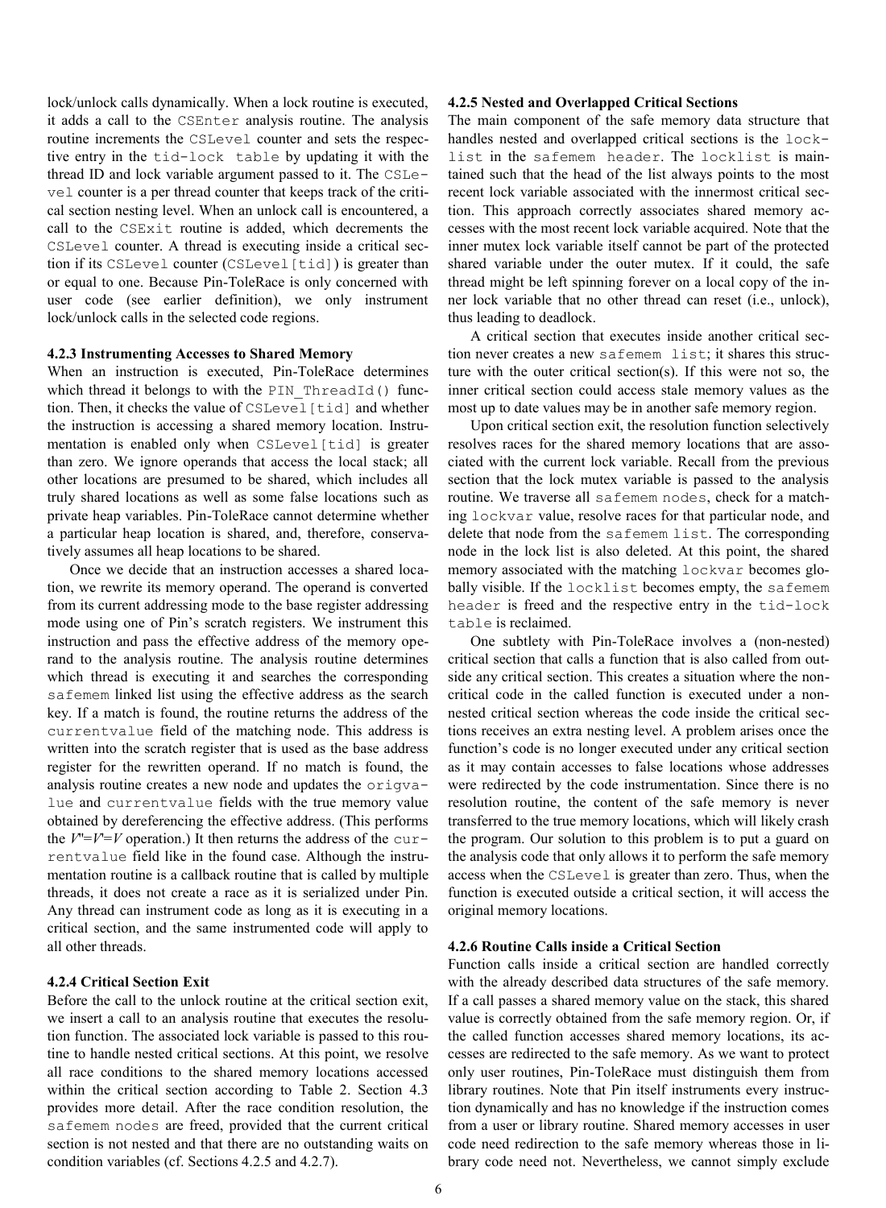lock/unlock calls dynamically. When a lock routine is executed, it adds a call to the CSEnter analysis routine. The analysis routine increments the CSLevel counter and sets the respective entry in the tid-lock table by updating it with the thread ID and lock variable argument passed to it. The CSLevel counter is a per thread counter that keeps track of the critical section nesting level. When an unlock call is encountered, a call to the CSExit routine is added, which decrements the CSLevel counter. A thread is executing inside a critical section if its CSLevel counter (CSLevel[tid]) is greater than or equal to one. Because Pin-ToleRace is only concerned with user code (see earlier definition), we only instrument lock/unlock calls in the selected code regions.

#### 4.2.3 Instrumenting Accesses to Shared Memory

When an instruction is executed, Pin-ToleRace determines which thread it belongs to with the PIN_ThreadId() function. Then, it checks the value of CSLevel[tid] and whether the instruction is accessing a shared memory location. Instrumentation is enabled only when CSLevel[tid] is greater than zero. We ignore operands that access the local stack; all other locations are presumed to be shared, which includes all truly shared locations as well as some false locations such as private heap variables. Pin-ToleRace cannot determine whether a particular heap location is shared, and, therefore, conservatively assumes all heap locations to be shared.

Once we decide that an instruction accesses a shared location, we rewrite its memory operand. The operand is converted from its current addressing mode to the base register addressing mode using one of Pin's scratch registers. We instrument this instruction and pass the effective address of the memory operand to the analysis routine. The analysis routine determines which thread is executing it and searches the corresponding safemem linked list using the effective address as the search key. If a match is found, the routine returns the address of the currentvalue field of the matching node. This address is written into the scratch register that is used as the base address register for the rewritten operand. If no match is found, the analysis routine creates a new node and updates the origvalue and currentvalue fields with the true memory value obtained by dereferencing the effective address. (This performs the $V''=V'=V$ operation.) It then returns the address of the currentvalue field like in the found case. Although the instrumentation routine is a callback routine that is called by multiple threads, it does not create a race as it is serialized under Pin. Any thread can instrument code as long as it is executing in a critical section, and the same instrumented code will apply to all other threads.

#### 4.2.4 Critical Section Exit

Before the call to the unlock routine at the critical section exit, we insert a call to an analysis routine that executes the resolution function. The associated lock variable is passed to this routine to handle nested critical sections. At this point, we resolve all race conditions to the shared memory locations accessed within the critical section according to Table 2. Section 4.3 provides more detail. After the race condition resolution, the safemem nodes are freed, provided that the current critical section is not nested and that there are no outstanding waits on condition variables (cf. Sections 4.2.5 and 4.2.7).

#### 4.2.5 Nested and Overlapped Critical Sections

The main component of the safe memory data structure that handles nested and overlapped critical sections is the locklist in the safemem header. The locklist is maintained such that the head of the list always points to the most recent lock variable associated with the innermost critical section. This approach correctly associates shared memory accesses with the most recent lock variable acquired. Note that the inner mutex lock variable itself cannot be part of the protected shared variable under the outer mutex. If it could, the safe thread might be left spinning forever on a local copy of the inner lock variable that no other thread can reset (i.e., unlock), thus leading to deadlock.

A critical section that executes inside another critical section never creates a new safemem list; it shares this structure with the outer critical section(s). If this were not so, the inner critical section could access stale memory values as the most up to date values may be in another safe memory region.

Upon critical section exit, the resolution function selectively resolves races for the shared memory locations that are associated with the current lock variable. Recall from the previous section that the lock mutex variable is passed to the analysis routine. We traverse all safemem nodes, check for a matching lockvar value, resolve races for that particular node, and delete that node from the safemem list. The corresponding node in the lock list is also deleted. At this point, the shared memory associated with the matching lockvar becomes globally visible. If the locklist becomes empty, the safemem header is freed and the respective entry in the tid-lock table is reclaimed.

One subtlety with Pin-ToleRace involves a (non-nested) critical section that calls a function that is also called from outside any critical section. This creates a situation where the non-critical code in the called function is executed under a non-nested critical section whereas the code inside the critical sections receives an extra nesting level. A problem arises once the function's code is no longer executed under any critical section as it may contain accesses to false locations whose addresses were redirected by the code instrumentation. Since there is no resolution routine, the content of the safe memory is never transferred to the true memory locations, which will likely crash the program. Our solution to this problem is to put a guard on the analysis code that only allows it to perform the safe memory access when the CSLevel is greater than zero. Thus, when the function is executed outside a critical section, it will access the original memory locations.

#### 4.2.6 Routine Calls inside a Critical Section

Function calls inside a critical section are handled correctly with the already described data structures of the safe memory. If a call passes a shared memory value on the stack, this shared value is correctly obtained from the safe memory region. Or, if the called function accesses shared memory locations, its accesses are redirected to the safe memory. As we want to protect only user routines, Pin-ToleRace must distinguish them from library routines. Note that Pin itself instruments every instruction dynamically and has no knowledge if the instruction comes from a user or library routine. Shared memory accesses in user code need redirection to the safe memory whereas those in library code need not. Nevertheless, we cannot simply exclude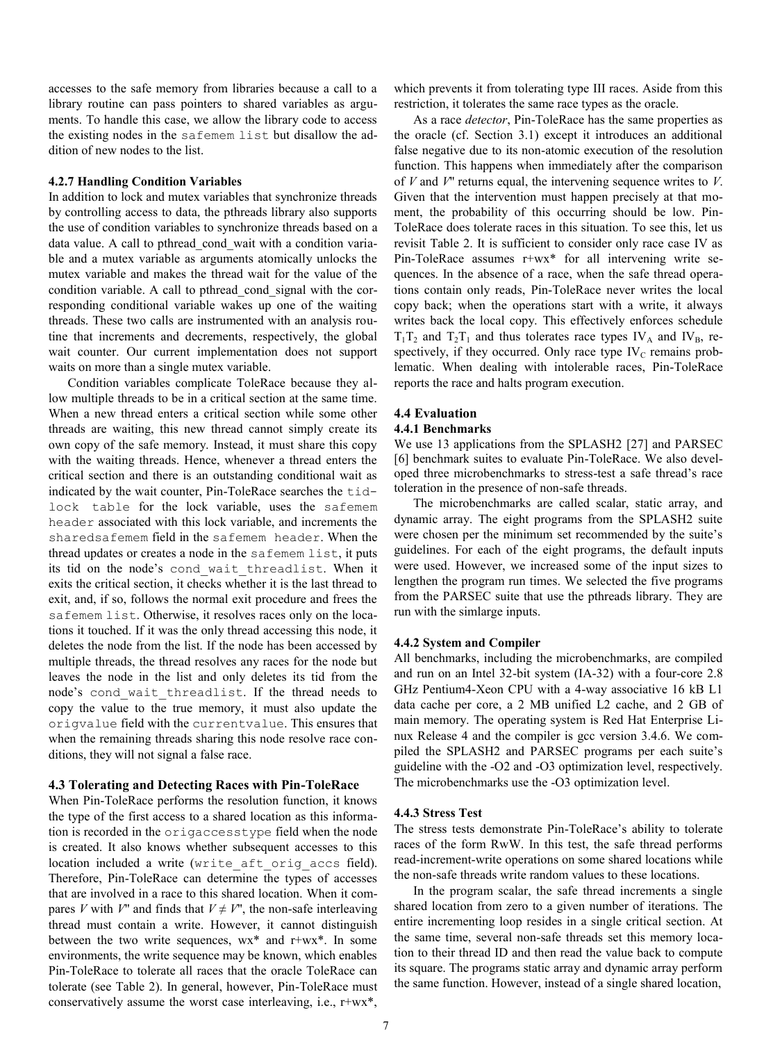accesses to the safe memory from libraries because a call to a library routine can pass pointers to shared variables as arguments. To handle this case, we allow the library code to access the existing nodes in the `safemem list` but disallow the addition of new nodes to the list.

#### 4.2.7 Handling Condition Variables

In addition to lock and mutex variables that synchronize threads by controlling access to data, the pthreads library also supports the use of condition variables to synchronize threads based on a data value. A call to pthread_cond_wait with a condition variable and a mutex variable as arguments atomically unlocks the mutex variable and makes the thread wait for the value of the condition variable. A call to pthread_cond_signal with the corresponding conditional variable wakes up one of the waiting threads. These two calls are instrumented with an analysis routine that increments and decrements, respectively, the global wait counter. Our current implementation does not support waits on more than a single mutex variable.

Condition variables complicate ToleRace because they allow multiple threads to be in a critical section at the same time. When a new thread enters a critical section while some other threads are waiting, this new thread cannot simply create its own copy of the safe memory. Instead, it must share this copy with the waiting threads. Hence, whenever a thread enters the critical section and there is an outstanding conditional wait as indicated by the wait counter, Pin-ToleRace searches the `tid-lock table` for the lock variable, uses the `safemem header` associated with this lock variable, and increments the `sharedsafemem` field in the `safemem header`. When the thread updates or creates a node in the `safemem list`, it puts its tid on the node's `cond_wait_threadlist`. When it exits the critical section, it checks whether it is the last thread to exit, and, if so, follows the normal exit procedure and frees the `safemem list`. Otherwise, it resolves races only on the locations it touched. If it was the only thread accessing this node, it deletes the node from the list. If the node has been accessed by multiple threads, the thread resolves any races for the node but leaves the node in the list and only deletes its tid from the node's `cond_wait_threadlist`. If the thread needs to copy the value to the true memory, it must also update the `origvalue` field with the `currentvalue`. This ensures that when the remaining threads sharing this node resolve race conditions, they will not signal a false race.

### 4.3 Tolerating and Detecting Races with Pin-ToleRace

When Pin-ToleRace performs the resolution function, it knows the type of the first access to a shared location as this information is recorded in the `origaccesstype` field when the node is created. It also knows whether subsequent accesses to this location included a write (`write_aft_orig_accs` field). Therefore, Pin-ToleRace can determine the types of accesses that are involved in a race to this shared location. When it compares $V$ with $V''$ and finds that $V \neq V''$, the non-safe interleaving thread must contain a write. However, it cannot distinguish between the two write sequences, wx* and r+wx*. In some environments, the write sequence may be known, which enables Pin-ToleRace to tolerate all races that the oracle ToleRace can tolerate (see Table 2). In general, however, Pin-ToleRace must conservatively assume the worst case interleaving, i.e., r+wx*, which prevents it from tolerating type III races. Aside from this restriction, it tolerates the same race types as the oracle.

As a race *detector*, Pin-ToleRace has the same properties as the oracle (cf. Section 3.1) except it introduces an additional false negative due to its non-atomic execution of the resolution function. This happens when immediately after the comparison of $V$ and $V''$ returns equal, the intervening sequence writes to $V$. Given that the intervention must happen precisely at that moment, the probability of this occurring should be low. Pin-ToleRace does tolerate races in this situation. To see this, let us revisit Table 2. It is sufficient to consider only race case IV as Pin-ToleRace assumes r+wx* for all intervening write sequences. In the absence of a race, when the safe thread operations contain only reads, Pin-ToleRace never writes the local copy back; when the operations start with a write, it always writes back the local copy. This effectively enforces schedule $T_1T_2$ and $T_2T_1$ and thus tolerates race types $IV_A$ and $IV_B$, respectively, if they occurred. Only race type $IV_C$ remains problematic. When dealing with intolerable races, Pin-ToleRace reports the race and halts program execution.

### 4.4 Evaluation

#### 4.4.1 Benchmarks

We use 13 applications from the SPLASH2 [27] and PARSEC [6] benchmark suites to evaluate Pin-ToleRace. We also developed three microbenchmarks to stress-test a safe thread's race toleration in the presence of non-safe threads.

The microbenchmarks are called scalar, static array, and dynamic array. The eight programs from the SPLASH2 suite were chosen per the minimum set recommended by the suite's guidelines. For each of the eight programs, the default inputs were used. However, we increased some of the input sizes to lengthen the program run times. We selected the five programs from the PARSEC suite that use the pthreads library. They are run with the simlarge inputs.

#### 4.4.2 System and Compiler

All benchmarks, including the microbenchmarks, are compiled and run on an Intel 32-bit system (IA-32) with a four-core 2.8 GHz Pentium4-Xeon CPU with a 4-way associative 16 kB L1 data cache per core, a 2 MB unified L2 cache, and 2 GB of main memory. The operating system is Red Hat Enterprise Linux Release 4 and the compiler is gcc version 3.4.6. We compiled the SPLASH2 and PARSEC programs per each suite's guideline with the -O2 and -O3 optimization level, respectively. The microbenchmarks use the -O3 optimization level.

#### 4.4.3 Stress Test

The stress tests demonstrate Pin-ToleRace's ability to tolerate races of the form RwW. In this test, the safe thread performs read-increment-write operations on some shared locations while the non-safe threads write random values to these locations.

In the program scalar, the safe thread increments a single shared location from zero to a given number of iterations. The entire incrementing loop resides in a single critical section. At the same time, several non-safe threads set this memory location to their thread ID and then read the value back to compute its square. The programs static array and dynamic array perform the same function. However, instead of a single shared location,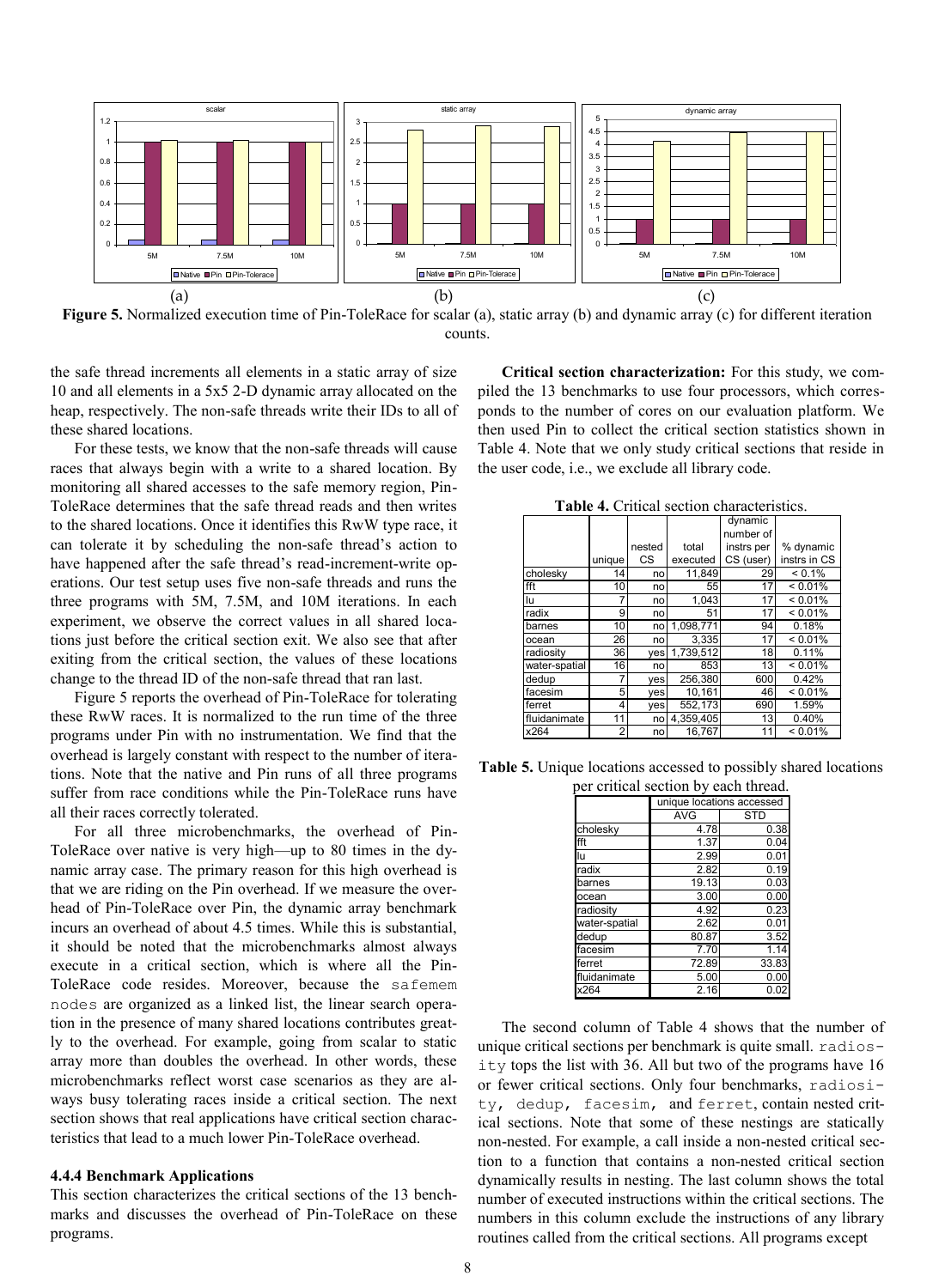scalar

1.2
1
0.8
0.6
0.4
0.2
0

5M 7.5M 10M

Native Pin Pin-Tolerace

static array

3
2.5
2
1.5
1
0.5
0

5M 7.5M 10M

Native Pin Pin-Tolerace

dynamic array

5
4.5
4
3.5
3
2.5
2
1.5
1
0.5
0

5M 7.5M 10M

Native Pin Pin-Tolerace

(a) (b) (c)

**Figure 5.** Normalized execution time of Pin-ToleRace for scalar (a), static array (b) and dynamic array (c) for different iteration counts.

the safe thread increments all elements in a static array of size 10 and all elements in a 5x5 2-D dynamic array allocated on the heap, respectively. The non-safe threads write their IDs to all of these shared locations.

For these tests, we know that the non-safe threads will cause races that always begin with a write to a shared location. By monitoring all shared accesses to the safe memory region, Pin-ToleRace determines that the safe thread reads and then writes to the shared locations. Once it identifies this RwW type race, it can tolerate it by scheduling the non-safe thread's action to have happened after the safe thread's read-increment-write operations. Our test setup uses five non-safe threads and runs the three programs with 5M, 7.5M, and 10M iterations. In each experiment, we observe the correct values in all shared locations just before the critical section exit. We also see that after exiting from the critical section, the values of these locations change to the thread ID of the non-safe thread that ran last.

Figure 5 reports the overhead of Pin-ToleRace for tolerating these RwW races. It is normalized to the run time of the three programs under Pin with no instrumentation. We find that the overhead is largely constant with respect to the number of iterations. Note that the native and Pin runs of all three programs suffer from race conditions while the Pin-ToleRace runs have all their races correctly tolerated.

For all three microbenchmarks, the overhead of Pin-ToleRace over native is very high—up to 80 times in the dynamic array case. The primary reason for this high overhead is that we are riding on the Pin overhead. If we measure the overhead of Pin-ToleRace over Pin, the dynamic array benchmark incurs an overhead of about 4.5 times. While this is substantial, it should be noted that the microbenchmarks almost always execute in a critical section, which is where all the Pin-ToleRace code resides. Moreover, because the `safemem nodes` are organized as a linked list, the linear search operation in the presence of many shared locations contributes greatly to the overhead. For example, going from scalar to static array more than doubles the overhead. In other words, these microbenchmarks reflect worst case scenarios as they are always busy tolerating races inside a critical section. The next section shows that real applications have critical section characteristics that lead to a much lower Pin-ToleRace overhead.

#### 4.4.4 Benchmark Applications

This section characterizes the critical sections of the 13 benchmarks and discusses the overhead of Pin-ToleRace on these programs.

**Critical section characterization:** For this study, we compiled the 13 benchmarks to use four processors, which corresponds to the number of cores on our evaluation platform. We then used Pin to collect the critical section statistics shown in Table 4. Note that we only study critical sections that reside in the user code, i.e., we exclude all library code.

**Table 4.** Critical section characteristics.

| | unique | nested CS | total executed | dynamic number of instrs per CS (user) | % dynamic instrs in CS |
|---|---|---|---|---|---|
| cholesky | 14 | no | 11,849 | 29 | < 0.1% |
| fft | 10 | no | 55 | 17 | < 0.01% |
| lu | 7 | no | 1,043 | 17 | < 0.01% |
| radix | 9 | no | 51 | 17 | < 0.01% |
| barnes | 10 | no | 1,098,771 | 94 | 0.18% |
| ocean | 26 | no | 3,335 | 17 | < 0.01% |
| radiosity | 36 | yes | 1,739,512 | 18 | 0.11% |
| water-spatial | 16 | no | 853 | 13 | < 0.01% |
| dedup | 7 | yes | 256,380 | 600 | 0.42% |
| facesim | 5 | yes | 10,161 | 46 | < 0.01% |
| ferret | 4 | yes | 552,173 | 690 | 1.59% |
| fluidanimate | 11 | no | 4,359,405 | 13 | 0.40% |
| x264 | 2 | no | 16,767 | 11 | < 0.01% |

**Table 5.** Unique locations accessed to possibly shared locations per critical section by each thread.

| | unique locations accessed | |
|---|---|---|
| | AVG | STD |
| cholesky | 4.78 | 0.38 |
| fft | 1.37 | 0.04 |
| lu | 2.99 | 0.01 |
| radix | 2.82 | 0.19 |
| barnes | 19.13 | 0.03 |
| ocean | 3.00 | 0.00 |
| radiosity | 4.92 | 0.23 |
| water-spatial | 2.62 | 0.01 |
| dedup | 80.87 | 3.52 |
| facesim | 7.70 | 1.14 |
| ferret | 72.89 | 33.83 |
| fluidanimate | 5.00 | 0.00 |
| x264 | 2.16 | 0.02 |

The second column of Table 4 shows that the number of unique critical sections per benchmark is quite small. `radiosity` tops the list with 36. All but two of the programs have 16 or fewer critical sections. Only four benchmarks, `radiosity, dedup, facesim,` and `ferret`, contain nested critical sections. Note that some of these nestings are statically non-nested. For example, a call inside a non-nested critical section to a function that contains a non-nested critical section dynamically results in nesting. The last column shows the total number of executed instructions within the critical sections. The numbers in this column exclude the instructions of any library routines called from the critical sections. All programs except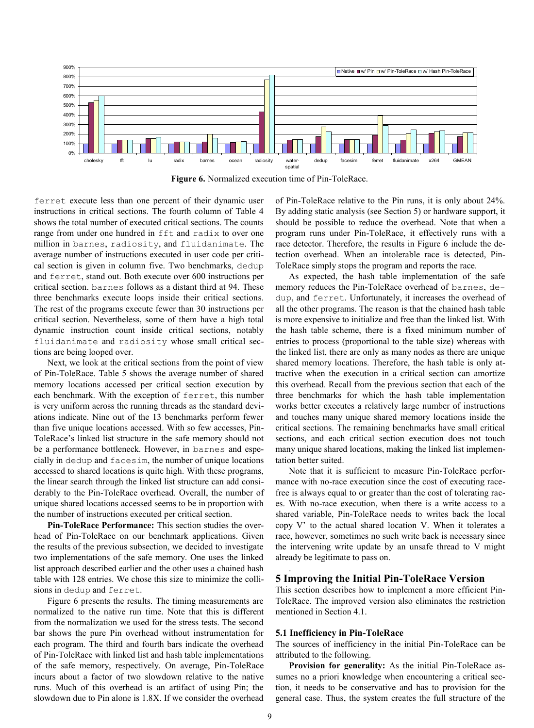**Figure 6.** Normalized execution time of Pin-ToleRace.

ferret execute less than one percent of their dynamic user instructions in critical sections. The fourth column of Table 4 shows the total number of executed critical sections. The counts range from under one hundred in fft and radix to over one million in barnes, radiosity, and fluidanimate. The average number of instructions executed in user code per critical section is given in column five. Two benchmarks, dedup and ferret, stand out. Both execute over 600 instructions per critical section. barnes follows as a distant third at 94. These three benchmarks execute loops inside their critical sections. The rest of the programs execute fewer than 30 instructions per critical section. Nevertheless, some of them have a high total dynamic instruction count inside critical sections, notably fluidanimate and radiosity whose small critical sections are being looped over.

Next, we look at the critical sections from the point of view of Pin-ToleRace. Table 5 shows the average number of shared memory locations accessed per critical section execution by each benchmark. With the exception of ferret, this number is very uniform across the running threads as the standard deviations indicate. Nine out of the 13 benchmarks perform fewer than five unique locations accessed. With so few accesses, Pin-ToleRace's linked list structure in the safe memory should not be a performance bottleneck. However, in barnes and especially in dedup and facesim, the number of unique locations accessed to shared locations is quite high. With these programs, the linear search through the linked list structure can add considerably to the Pin-ToleRace overhead. Overall, the number of unique shared locations accessed seems to be in proportion with the number of instructions executed per critical section.

**Pin-ToleRace Performance:** This section studies the overhead of Pin-ToleRace on our benchmark applications. Given the results of the previous subsection, we decided to investigate two implementations of the safe memory. One uses the linked list approach described earlier and the other uses a chained hash table with 128 entries. We chose this size to minimize the collisions in dedup and ferret.

Figure 6 presents the results. The timing measurements are normalized to the native run time. Note that this is different from the normalization we used for the stress tests. The second bar shows the pure Pin overhead without instrumentation for each program. The third and fourth bars indicate the overhead of Pin-ToleRace with linked list and hash table implementations of the safe memory, respectively. On average, Pin-ToleRace incurs about a factor of two slowdown relative to the native runs. Much of this overhead is an artifact of using Pin; the slowdown due to Pin alone is 1.8X. If we consider the overhead of Pin-ToleRace relative to the Pin runs, it is only about 24%. By adding static analysis (see Section 5) or hardware support, it should be possible to reduce the overhead. Note that when a program runs under Pin-ToleRace, it effectively runs with a race detector. Therefore, the results in Figure 6 include the detection overhead. When an intolerable race is detected, Pin-ToleRace simply stops the program and reports the race.

As expected, the hash table implementation of the safe memory reduces the Pin-ToleRace overhead of barnes, dedup, and ferret. Unfortunately, it increases the overhead of all the other programs. The reason is that the chained hash table is more expensive to initialize and free than the linked list. With the hash table scheme, there is a fixed minimum number of entries to process (proportional to the table size) whereas with the linked list, there are only as many nodes as there are unique shared memory locations. Therefore, the hash table is only attractive when the execution in a critical section can amortize this overhead. Recall from the previous section that each of the three benchmarks for which the hash table implementation works better executes a relatively large number of instructions and touches many unique shared memory locations inside the critical sections. The remaining benchmarks have small critical sections, and each critical section execution does not touch many unique shared locations, making the linked list implementation better suited.

Note that it is sufficient to measure Pin-ToleRace performance with no-race execution since the cost of executing race-free is always equal to or greater than the cost of tolerating races. With no-race execution, when there is a write access to a shared variable, Pin-ToleRace needs to writes back the local copy V' to the actual shared location V. When it tolerates a race, however, sometimes no such write back is necessary since the intervening write update by an unsafe thread to V might already be legitimate to pass on.

# 5 Improving the Initial Pin-ToleRace Version

This section describes how to implement a more efficient Pin-ToleRace. The improved version also eliminates the restriction mentioned in Section 4.1.

## 5.1 Inefficiency in Pin-ToleRace

The sources of inefficiency in the initial Pin-ToleRace can be attributed to the following.

**Provision for generality:** As the initial Pin-ToleRace assumes no a priori knowledge when encountering a critical section, it needs to be conservative and has to provision for the general case. Thus, the system creates the full structure of the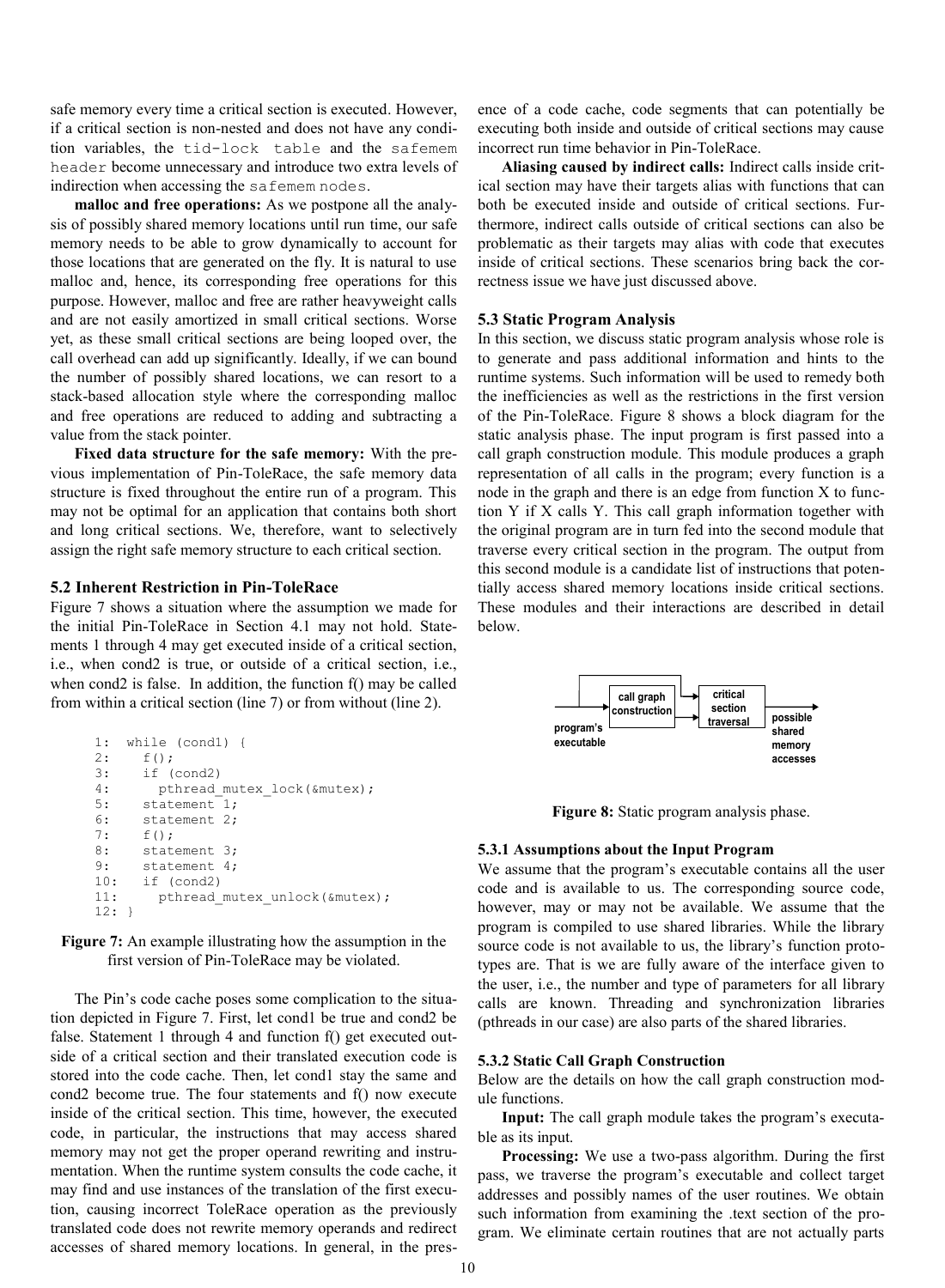safe memory every time a critical section is executed. However, if a critical section is non-nested and does not have any condition variables, the `tid-lock table` and the `safemem header` become unnecessary and introduce two extra levels of indirection when accessing the `safemem nodes`.

**malloc and free operations:** As we postpone all the analysis of possibly shared memory locations until run time, our safe memory needs to be able to grow dynamically to account for those locations that are generated on the fly. It is natural to use malloc and, hence, its corresponding free operations for this purpose. However, malloc and free are rather heavyweight calls and are not easily amortized in small critical sections. Worse yet, as these small critical sections are being looped over, the call overhead can add up significantly. Ideally, if we can bound the number of possibly shared locations, we can resort to a stack-based allocation style where the corresponding malloc and free operations are reduced to adding and subtracting a value from the stack pointer.

**Fixed data structure for the safe memory:** With the previous implementation of Pin-ToleRace, the safe memory data structure is fixed throughout the entire run of a program. This may not be optimal for an application that contains both short and long critical sections. We, therefore, want to selectively assign the right safe memory structure to each critical section.

### 5.2 Inherent Restriction in Pin-ToleRace

Figure 7 shows a situation where the assumption we made for the initial Pin-ToleRace in Section 4.1 may not hold. Statements 1 through 4 may get executed inside of a critical section, i.e., when cond2 is true, or outside of a critical section, i.e., when cond2 is false. In addition, the function f() may be called from within a critical section (line 7) or from without (line 2).

```
1:  while (cond1) {
2:    f();
3:    if (cond2)
4:      pthread_mutex_lock(&mutex);
5:    statement 1;
6:    statement 2;
7:    f();
8:    statement 3;
9:    statement 4;
10:   if (cond2)
11:     pthread_mutex_unlock(&mutex);
12: }
```

**Figure 7:** An example illustrating how the assumption in the first version of Pin-ToleRace may be violated.

The Pin's code cache poses some complication to the situation depicted in Figure 7. First, let cond1 be true and cond2 be false. Statement 1 through 4 and function f() get executed outside of a critical section and their translated execution code is stored into the code cache. Then, let cond1 stay the same and cond2 become true. The four statements and f() now execute inside of the critical section. This time, however, the executed code, in particular, the instructions that may access shared memory may not get the proper operand rewriting and instrumentation. When the runtime system consults the code cache, it may find and use instances of the translation of the first execution, causing incorrect ToleRace operation as the previously translated code does not rewrite memory operands and redirect accesses of shared memory locations. In general, in the presence of a code cache, code segments that can potentially be executing both inside and outside of critical sections may cause incorrect run time behavior in Pin-ToleRace.

**Aliasing caused by indirect calls:** Indirect calls inside critical section may have their targets alias with functions that can both be executed inside and outside of critical sections. Furthermore, indirect calls outside of critical sections can also be problematic as their targets may alias with code that executes inside of critical sections. These scenarios bring back the correctness issue we have just discussed above.

### 5.3 Static Program Analysis

In this section, we discuss static program analysis whose role is to generate and pass additional information and hints to the runtime systems. Such information will be used to remedy both the inefficiencies as well as the restrictions in the first version of the Pin-ToleRace. Figure 8 shows a block diagram for the static analysis phase. The input program is first passed into a call graph construction module. This module produces a graph representation of all calls in the program; every function is a node in the graph and there is an edge from function X to function Y if X calls Y. This call graph information together with the original program are in turn fed into the second module that traverse every critical section in the program. The output from this second module is a candidate list of instructions that potentially access shared memory locations inside critical sections. These modules and their interactions are described in detail below.

program's executable

call graph construction

critical section traversal

possible shared memory accesses

**Figure 8:** Static program analysis phase.

#### 5.3.1 Assumptions about the Input Program

We assume that the program's executable contains all the user code and is available to us. The corresponding source code, however, may or may not be available. We assume that the program is compiled to use shared libraries. While the library source code is not available to us, the library's function prototypes are. That is we are fully aware of the interface given to the user, i.e., the number and type of parameters for all library calls are known. Threading and synchronization libraries (pthreads in our case) are also parts of the shared libraries.

#### 5.3.2 Static Call Graph Construction

Below are the details on how the call graph construction module functions.

**Input:** The call graph module takes the program's executable as its input.

**Processing:** We use a two-pass algorithm. During the first pass, we traverse the program's executable and collect target addresses and possibly names of the user routines. We obtain such information from examining the .text section of the program. We eliminate certain routines that are not actually parts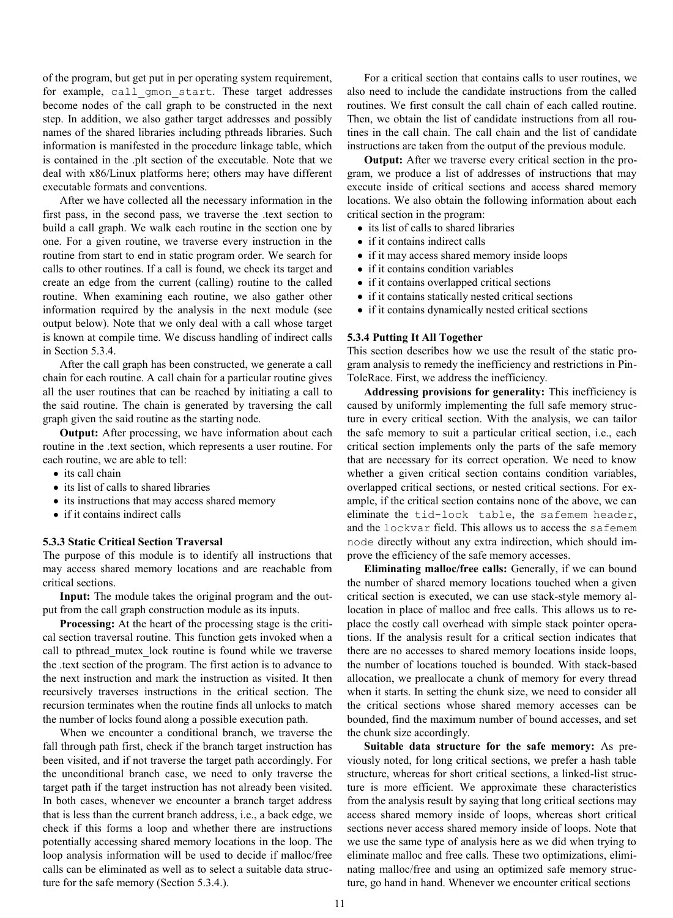of the program, but get put in per operating system requirement, for example, call_gmon_start. These target addresses become nodes of the call graph to be constructed in the next step. In addition, we also gather target addresses and possibly names of the shared libraries including pthreads libraries. Such information is manifested in the procedure linkage table, which is contained in the .plt section of the executable. Note that we deal with x86/Linux platforms here; others may have different executable formats and conventions.

After we have collected all the necessary information in the first pass, in the second pass, we traverse the .text section to build a call graph. We walk each routine in the section one by one. For a given routine, we traverse every instruction in the routine from start to end in static program order. We search for calls to other routines. If a call is found, we check its target and create an edge from the current (calling) routine to the called routine. When examining each routine, we also gather other information required by the analysis in the next module (see output below). Note that we only deal with a call whose target is known at compile time. We discuss handling of indirect calls in Section 5.3.4.

After the call graph has been constructed, we generate a call chain for each routine. A call chain for a particular routine gives all the user routines that can be reached by initiating a call to the said routine. The chain is generated by traversing the call graph given the said routine as the starting node.

**Output:** After processing, we have information about each routine in the .text section, which represents a user routine. For each routine, we are able to tell:

- its call chain
- its list of calls to shared libraries
- its instructions that may access shared memory
- if it contains indirect calls

### 5.3.3 Static Critical Section Traversal

The purpose of this module is to identify all instructions that may access shared memory locations and are reachable from critical sections.

**Input:** The module takes the original program and the output from the call graph construction module as its inputs.

**Processing:** At the heart of the processing stage is the critical section traversal routine. This function gets invoked when a call to pthread_mutex_lock routine is found while we traverse the .text section of the program. The first action is to advance to the next instruction and mark the instruction as visited. It then recursively traverses instructions in the critical section. The recursion terminates when the routine finds all unlocks to match the number of locks found along a possible execution path.

When we encounter a conditional branch, we traverse the fall through path first, check if the branch target instruction has been visited, and if not traverse the target path accordingly. For the unconditional branch case, we need to only traverse the target path if the target instruction has not already been visited. In both cases, whenever we encounter a branch target address that is less than the current branch address, i.e., a back edge, we check if this forms a loop and whether there are instructions potentially accessing shared memory locations in the loop. The loop analysis information will be used to decide if malloc/free calls can be eliminated as well as to select a suitable data structure for the safe memory (Section 5.3.4.).

For a critical section that contains calls to user routines, we also need to include the candidate instructions from the called routines. We first consult the call chain of each called routine. Then, we obtain the list of candidate instructions from all routines in the call chain. The call chain and the list of candidate instructions are taken from the output of the previous module.

**Output:** After we traverse every critical section in the program, we produce a list of addresses of instructions that may execute inside of critical sections and access shared memory locations. We also obtain the following information about each critical section in the program:

- its list of calls to shared libraries
- if it contains indirect calls
- if it may access shared memory inside loops
- if it contains condition variables
- if it contains overlapped critical sections
- if it contains statically nested critical sections
- if it contains dynamically nested critical sections

### 5.3.4 Putting It All Together

This section describes how we use the result of the static program analysis to remedy the inefficiency and restrictions in PinToleRace. First, we address the inefficiency.

**Addressing provisions for generality:** This inefficiency is caused by uniformly implementing the full safe memory structure in every critical section. With the analysis, we can tailor the safe memory to suit a particular critical section, i.e., each critical section implements only the parts of the safe memory that are necessary for its correct operation. We need to know whether a given critical section contains condition variables, overlapped critical sections, or nested critical sections. For example, if the critical section contains none of the above, we can eliminate the tid-lock table, the safemem header, and the lockvar field. This allows us to access the safemem node directly without any extra indirection, which should improve the efficiency of the safe memory accesses.

**Eliminating malloc/free calls:** Generally, if we can bound the number of shared memory locations touched when a given critical section is executed, we can use stack-style memory allocation in place of malloc and free calls. This allows us to replace the costly call overhead with simple stack pointer operations. If the analysis result for a critical section indicates that there are no accesses to shared memory locations inside loops, the number of locations touched is bounded. With stack-based allocation, we preallocate a chunk of memory for every thread when it starts. In setting the chunk size, we need to consider all the critical sections whose shared memory accesses can be bounded, find the maximum number of bound accesses, and set the chunk size accordingly.

**Suitable data structure for the safe memory:** As previously noted, for long critical sections, we prefer a hash table structure, whereas for short critical sections, a linked-list structure is more efficient. We approximate these characteristics from the analysis result by saying that long critical sections may access shared memory inside of loops, whereas short critical sections never access shared memory inside of loops. Note that we use the same type of analysis here as we did when trying to eliminate malloc and free calls. These two optimizations, eliminating malloc/free and using an optimized safe memory structure, go hand in hand. Whenever we encounter critical sections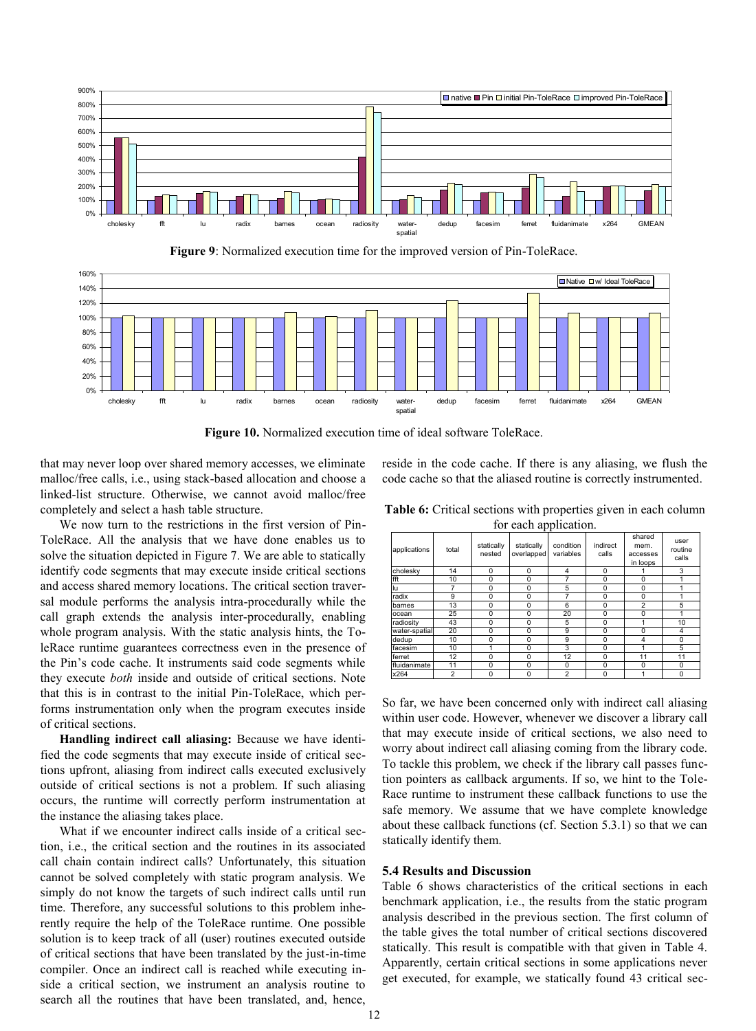900%
800%
700%
600%
500%
400%
300%
200%
100%
0%

native Pin initial Pin-ToleRace improved Pin-ToleRace

cholesky fft lu radix barnes ocean radiosity water-spatial dedup facesim ferret fluidanimate x264 GMEAN

**Figure 9**: Normalized execution time for the improved version of Pin-ToleRace.

160%
140%
120%
100%
80%
60%
40%
20%
0%

Native w/ Ideal ToleRace

cholesky fft lu radix barnes ocean radiosity water-spatial dedup facesim ferret fluidanimate x264 GMEAN

**Figure 10.** Normalized execution time of ideal software ToleRace.

that may never loop over shared memory accesses, we eliminate malloc/free calls, i.e., using stack-based allocation and choose a linked-list structure. Otherwise, we cannot avoid malloc/free completely and select a hash table structure.

We now turn to the restrictions in the first version of Pin-ToleRace. All the analysis that we have done enables us to solve the situation depicted in Figure 7. We are able to statically identify code segments that may execute inside critical sections and access shared memory locations. The critical section traversal module performs the analysis intra-procedurally while the call graph extends the analysis inter-procedurally, enabling whole program analysis. With the static analysis hints, the ToleRace runtime guarantees correctness even in the presence of the Pin's code cache. It instruments said code segments while they execute *both* inside and outside of critical sections. Note that this is in contrast to the initial Pin-ToleRace, which performs instrumentation only when the program executes inside of critical sections.

**Handling indirect call aliasing:** Because we have identified the code segments that may execute inside of critical sections upfront, aliasing from indirect calls executed exclusively outside of critical sections is not a problem. If such aliasing occurs, the runtime will correctly perform instrumentation at the instance the aliasing takes place.

What if we encounter indirect calls inside of a critical section, i.e., the critical section and the routines in its associated call chain contain indirect calls? Unfortunately, this situation cannot be solved completely with static program analysis. We simply do not know the targets of such indirect calls until run time. Therefore, any successful solutions to this problem inherently require the help of the ToleRace runtime. One possible solution is to keep track of all (user) routines executed outside of critical sections that have been translated by the just-in-time compiler. Once an indirect call is reached while executing inside a critical section, we instrument an analysis routine to search all the routines that have been translated, and, hence, reside in the code cache. If there is any aliasing, we flush the code cache so that the aliased routine is correctly instrumented.

**Table 6:** Critical sections with properties given in each column for each application.

| applications | total | statically nested | statically overlapped | condition variables | indirect calls | shared mem. accesses in loops | user routine calls |
|---|---|---|---|---|---|---|---|
| cholesky | 14 | 0 | 0 | 4 | 0 | 1 | 3 |
| fft | 10 | 0 | 0 | 7 | 0 | 0 | 1 |
| lu | 7 | 0 | 0 | 5 | 0 | 0 | 1 |
| radix | 9 | 0 | 0 | 7 | 0 | 0 | 1 |
| barnes | 13 | 0 | 0 | 6 | 0 | 2 | 5 |
| ocean | 25 | 0 | 0 | 20 | 0 | 0 | 1 |
| radiosity | 43 | 0 | 0 | 5 | 0 | 1 | 10 |
| water-spatial | 20 | 0 | 0 | 9 | 0 | 0 | 4 |
| dedup | 10 | 0 | 0 | 9 | 0 | 4 | 0 |
| facesim | 10 | 1 | 0 | 3 | 0 | 1 | 5 |
| ferret | 12 | 0 | 0 | 12 | 0 | 11 | 11 |
| fluidanimate | 11 | 0 | 0 | 0 | 0 | 0 | 0 |
| x264 | 2 | 0 | 0 | 2 | 0 | 1 | 0 |

So far, we have been concerned only with indirect call aliasing within user code. However, whenever we discover a library call that may execute inside of critical sections, we also need to worry about indirect call aliasing coming from the library code. To tackle this problem, we check if the library call passes function pointers as callback arguments. If so, we hint to the ToleRace runtime to instrument these callback functions to use the safe memory. We assume that we have complete knowledge about these callback functions (cf. Section 5.3.1) so that we can statically identify them.

### 5.4 Results and Discussion

Table 6 shows characteristics of the critical sections in each benchmark application, i.e., the results from the static program analysis described in the previous section. The first column of the table gives the total number of critical sections discovered statically. This result is compatible with that given in Table 4. Apparently, certain critical sections in some applications never get executed, for example, we statically found 43 critical sec-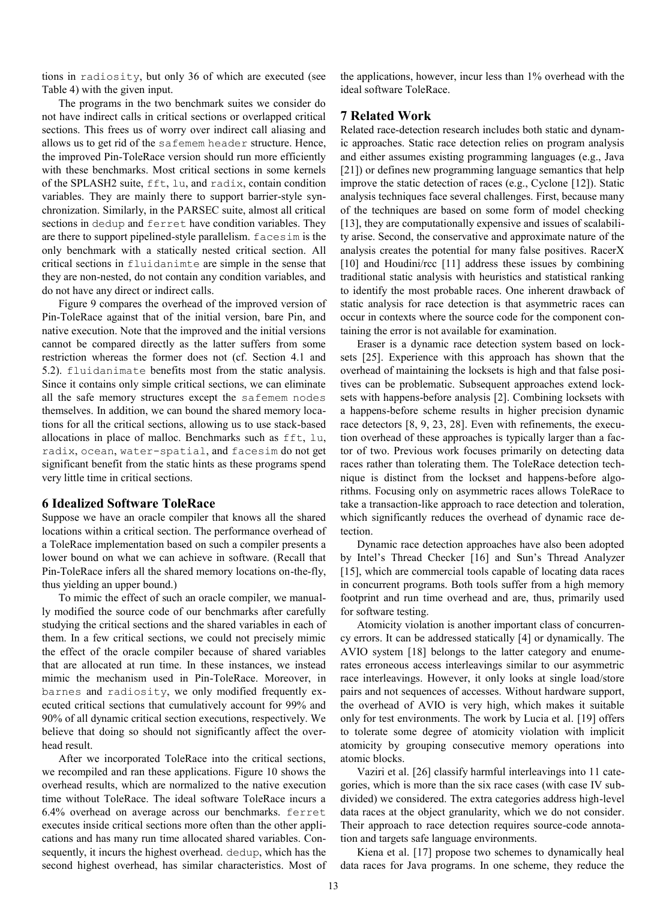tions in radiosity, but only 36 of which are executed (see Table 4) with the given input.

The programs in the two benchmark suites we consider do not have indirect calls in critical sections or overlapped critical sections. This frees us of worry over indirect call aliasing and allows us to get rid of the safemem header structure. Hence, the improved Pin-ToleRace version should run more efficiently with these benchmarks. Most critical sections in some kernels of the SPLASH2 suite, fft, lu, and radix, contain condition variables. They are mainly there to support barrier-style synchronization. Similarly, in the PARSEC suite, almost all critical sections in dedup and ferret have condition variables. They are there to support pipelined-style parallelism. facesim is the only benchmark with a statically nested critical section. All critical sections in fluidanimte are simple in the sense that they are non-nested, do not contain any condition variables, and do not have any direct or indirect calls.

Figure 9 compares the overhead of the improved version of Pin-ToleRace against that of the initial version, bare Pin, and native execution. Note that the improved and the initial versions cannot be compared directly as the latter suffers from some restriction whereas the former does not (cf. Section 4.1 and 5.2). fluidanimate benefits most from the static analysis. Since it contains only simple critical sections, we can eliminate all the safe memory structures except the safemem nodes themselves. In addition, we can bound the shared memory locations for all the critical sections, allowing us to use stack-based allocations in place of malloc. Benchmarks such as fft, lu, radix, ocean, water-spatial, and facesim do not get significant benefit from the static hints as these programs spend very little time in critical sections.

## 6 Idealized Software ToleRace

Suppose we have an oracle compiler that knows all the shared locations within a critical section. The performance overhead of a ToleRace implementation based on such a compiler presents a lower bound on what we can achieve in software. (Recall that Pin-ToleRace infers all the shared memory locations on-the-fly, thus yielding an upper bound.)

To mimic the effect of such an oracle compiler, we manually modified the source code of our benchmarks after carefully studying the critical sections and the shared variables in each of them. In a few critical sections, we could not precisely mimic the effect of the oracle compiler because of shared variables that are allocated at run time. In these instances, we instead mimic the mechanism used in Pin-ToleRace. Moreover, in barnes and radiosity, we only modified frequently executed critical sections that cumulatively account for 99% and 90% of all dynamic critical section executions, respectively. We believe that doing so should not significantly affect the overhead result.

After we incorporated ToleRace into the critical sections, we recompiled and ran these applications. Figure 10 shows the overhead results, which are normalized to the native execution time without ToleRace. The ideal software ToleRace incurs a 6.4% overhead on average across our benchmarks. ferret executes inside critical sections more often than the other applications and has many run time allocated shared variables. Consequently, it incurs the highest overhead. dedup, which has the second highest overhead, has similar characteristics. Most of the applications, however, incur less than 1% overhead with the ideal software ToleRace.

## 7 Related Work

Related race-detection research includes both static and dynamic approaches. Static race detection relies on program analysis and either assumes existing programming languages (e.g., Java [21]) or defines new programming language semantics that help improve the static detection of races (e.g., Cyclone [12]). Static analysis techniques face several challenges. First, because many of the techniques are based on some form of model checking [13], they are computationally expensive and issues of scalability arise. Second, the conservative and approximate nature of the analysis creates the potential for many false positives. RacerX [10] and Houdini/rcc [11] address these issues by combining traditional static analysis with heuristics and statistical ranking to identify the most probable races. One inherent drawback of static analysis for race detection is that asymmetric races can occur in contexts where the source code for the component containing the error is not available for examination.

Eraser is a dynamic race detection system based on locksets [25]. Experience with this approach has shown that the overhead of maintaining the locksets is high and that false positives can be problematic. Subsequent approaches extend locksets with happens-before analysis [2]. Combining locksets with a happens-before scheme results in higher precision dynamic race detectors [8, 9, 23, 28]. Even with refinements, the execution overhead of these approaches is typically larger than a factor of two. Previous work focuses primarily on detecting data races rather than tolerating them. The ToleRace detection technique is distinct from the lockset and happens-before algorithms. Focusing only on asymmetric races allows ToleRace to take a transaction-like approach to race detection and toleration, which significantly reduces the overhead of dynamic race detection.

Dynamic race detection approaches have also been adopted by Intel's Thread Checker [16] and Sun's Thread Analyzer [15], which are commercial tools capable of locating data races in concurrent programs. Both tools suffer from a high memory footprint and run time overhead and are, thus, primarily used for software testing.

Atomicity violation is another important class of concurrency errors. It can be addressed statically [4] or dynamically. The AVIO system [18] belongs to the latter category and enumerates erroneous access interleavings similar to our asymmetric race interleavings. However, it only looks at single load/store pairs and not sequences of accesses. Without hardware support, the overhead of AVIO is very high, which makes it suitable only for test environments. The work by Lucia et al. [19] offers to tolerate some degree of atomicity violation with implicit atomicity by grouping consecutive memory operations into atomic blocks.

Vaziri et al. [26] classify harmful interleavings into 11 categories, which is more than the six race cases (with case IV subdivided) we considered. The extra categories address high-level data races at the object granularity, which we do not consider. Their approach to race detection requires source-code annotation and targets safe language environments.

Kiena et al. [17] propose two schemes to dynamically heal data races for Java programs. In one scheme, they reduce the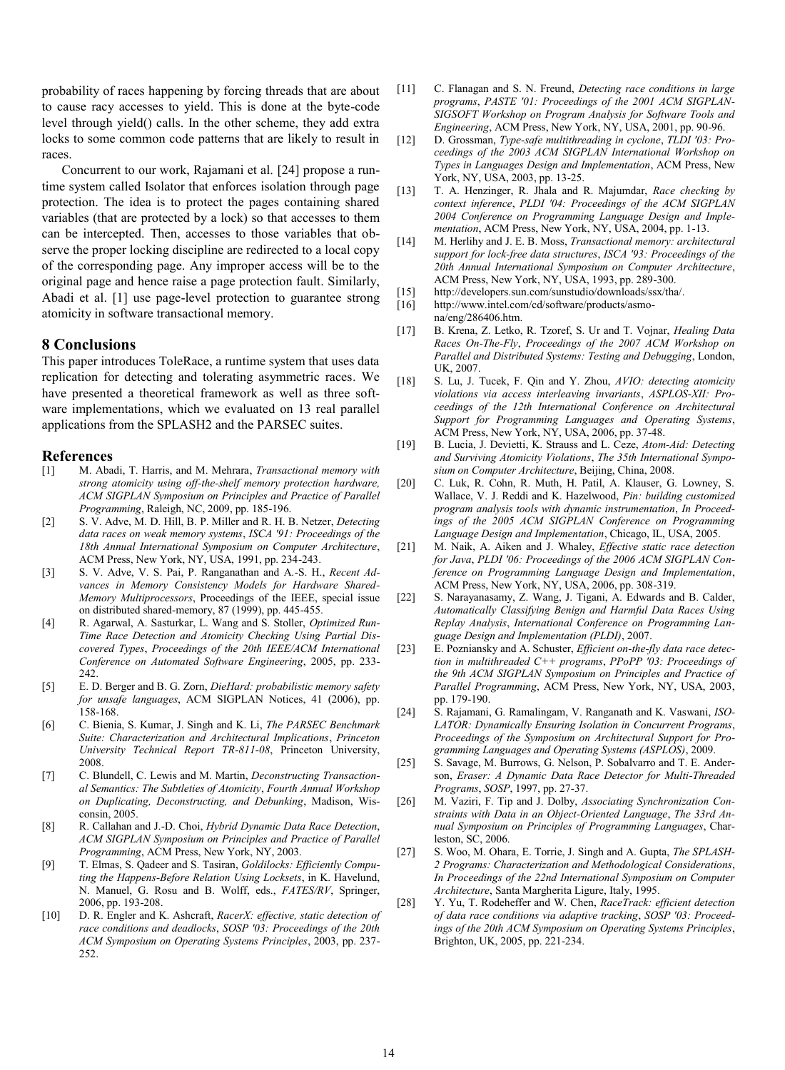probability of races happening by forcing threads that are about to cause racy accesses to yield. This is done at the byte-code level through yield() calls. In the other scheme, they add extra locks to some common code patterns that are likely to result in races.

Concurrent to our work, Rajamani et al. [24] propose a runtime system called Isolator that enforces isolation through page protection. The idea is to protect the pages containing shared variables (that are protected by a lock) so that accesses to them can be intercepted. Then, accesses to those variables that observe the proper locking discipline are redirected to a local copy of the corresponding page. Any improper access will be to the original page and hence raise a page protection fault. Similarly, Abadi et al. [1] use page-level protection to guarantee strong atomicity in software transactional memory.

## 8 Conclusions

This paper introduces ToleRace, a runtime system that uses data replication for detecting and tolerating asymmetric races. We have presented a theoretical framework as well as three software implementations, which we evaluated on 13 real parallel applications from the SPLASH2 and the PARSEC suites.

## References

[1] M. Abadi, T. Harris, and M. Mehrara, *Transactional memory with strong atomicity using off-the-shelf memory protection hardware, ACM SIGPLAN Symposium on Principles and Practice of Parallel Programming*, Raleigh, NC, 2009, pp. 185-196.

[2] S. V. Adve, M. D. Hill, B. P. Miller and R. H. B. Netzer, *Detecting data races on weak memory systems*, *ISCA '91: Proceedings of the 18th Annual International Symposium on Computer Architecture*, ACM Press, New York, NY, USA, 1991, pp. 234-243.

[3] S. V. Adve, V. S. Pai, P. Ranganathan and A.-S. H., *Recent Advances in Memory Consistency Models for Hardware Shared-Memory Multiprocessors*, Proceedings of the IEEE, special issue on distributed shared-memory, 87 (1999), pp. 445-455.

[4] R. Agarwal, A. Sasturkar, L. Wang and S. Stoller, *Optimized Run-Time Race Detection and Atomicity Checking Using Partial Discovered Types*, *Proceedings of the 20th IEEE/ACM International Conference on Automated Software Engineering*, 2005, pp. 233-242.

[5] E. D. Berger and B. G. Zorn, *DieHard: probabilistic memory safety for unsafe languages*, ACM SIGPLAN Notices, 41 (2006), pp. 158-168.

[6] C. Bienia, S. Kumar, J. Singh and K. Li, *The PARSEC Benchmark Suite: Characterization and Architectural Implications*, *Princeton University Technical Report TR-811-08*, Princeton University, 2008.

[7] C. Blundell, C. Lewis and M. Martin, *Deconstructing Transactional Semantics: The Subtleties of Atomicity*, *Fourth Annual Workshop on Duplicating, Deconstructing, and Debunking*, Madison, Wisconsin, 2005.

[8] R. Callahan and J.-D. Choi, *Hybrid Dynamic Data Race Detection*, *ACM SIGPLAN Symposium on Principles and Practice of Parallel Programming*, ACM Press, New York, NY, 2003.

[9] T. Elmas, S. Qadeer and S. Tasiran, *Goldilocks: Efficiently Computing the Happens-Before Relation Using Locksets*, in K. Havelund, N. Manuel, G. Rosu and B. Wolff, eds., *FATES/RV*, Springer, 2006, pp. 193-208.

[10] D. R. Engler and K. Ashcraft, *RacerX: effective, static detection of race conditions and deadlocks*, *SOSP '03: Proceedings of the 20th ACM Symposium on Operating Systems Principles*, 2003, pp. 237-252.

[11] C. Flanagan and S. N. Freund, *Detecting race conditions in large programs*, *PASTE '01: Proceedings of the 2001 ACM SIGPLAN-SIGSOFT Workshop on Program Analysis for Software Tools and Engineering*, ACM Press, New York, NY, USA, 2001, pp. 90-96.

[12] D. Grossman, *Type-safe multithreading in cyclone*, *TLDI '03: Proceedings of the 2003 ACM SIGPLAN International Workshop on Types in Languages Design and Implementation*, ACM Press, New York, NY, USA, 2003, pp. 13-25.

[13] T. A. Henzinger, R. Jhala and R. Majumdar, *Race checking by context inference*, *PLDI '04: Proceedings of the ACM SIGPLAN 2004 Conference on Programming Language Design and Implementation*, ACM Press, New York, NY, USA, 2004, pp. 1-13.

[14] M. Herlihy and J. E. B. Moss, *Transactional memory: architectural support for lock-free data structures*, *ISCA '93: Proceedings of the 20th Annual International Symposium on Computer Architecture*, ACM Press, New York, NY, USA, 1993, pp. 289-300.

[15] http://developers.sun.com/sunstudio/downloads/ssx/tha/.

[16] http://www.intel.com/cd/software/products/asmo-na/eng/286406.htm.

[17] B. Krena, Z. Letko, R. Tzoref, S. Ur and T. Vojnar, *Healing Data Races On-The-Fly*, *Proceedings of the 2007 ACM Workshop on Parallel and Distributed Systems: Testing and Debugging*, London, UK, 2007.

[18] S. Lu, J. Tucek, F. Qin and Y. Zhou, *AVIO: detecting atomicity violations via access interleaving invariants*, *ASPLOS-XII: Proceedings of the 12th International Conference on Architectural Support for Programming Languages and Operating Systems*, ACM Press, New York, NY, USA, 2006, pp. 37-48.

[19] B. Lucia, J. Devietti, K. Strauss and L. Ceze, *Atom-Aid: Detecting and Surviving Atomicity Violations*, *The 35th International Symposium on Computer Architecture*, Beijing, China, 2008.

[20] C. Luk, R. Cohn, R. Muth, H. Patil, A. Klauser, G. Lowney, S. Wallace, V. J. Reddi and K. Hazelwood, *Pin: building customized program analysis tools with dynamic instrumentation*, *In Proceedings of the 2005 ACM SIGPLAN Conference on Programming Language Design and Implementation*, Chicago, IL, USA, 2005.

[21] M. Naik, A. Aiken and J. Whaley, *Effective static race detection for Java*, *PLDI '06: Proceedings of the 2006 ACM SIGPLAN Conference on Programming Language Design and Implementation*, ACM Press, New York, NY, USA, 2006, pp. 308-319.

[22] S. Narayanasamy, Z. Wang, J. Tigani, A. Edwards and B. Calder, *Automatically Classifying Benign and Harmful Data Races Using Replay Analysis*, *International Conference on Programming Language Design and Implementation (PLDI)*, 2007.

[23] E. Pozniansky and A. Schuster, *Efficient on-the-fly data race detection in multithreaded C++ programs*, *PPoPP '03: Proceedings of the 9th ACM SIGPLAN Symposium on Principles and Practice of Parallel Programming*, ACM Press, New York, NY, USA, 2003, pp. 179-190.

[24] S. Rajamani, G. Ramalingam, V. Ranganath and K. Vaswani, *ISOLATOR: Dynamically Ensuring Isolation in Concurrent Programs*, *Proceedings of the Symposium on Architectural Support for Programming Languages and Operating Systems (ASPLOS)*, 2009.

[25] S. Savage, M. Burrows, G. Nelson, P. Sobalvarro and T. E. Anderson, *Eraser: A Dynamic Data Race Detector for Multi-Threaded Programs*, *SOSP*, 1997, pp. 27-37.

[26] M. Vaziri, F. Tip and J. Dolby, *Associating Synchronization Constraints with Data in an Object-Oriented Language*, *The 33rd Annual Symposium on Principles of Programming Languages*, Charleston, SC, 2006.

[27] S. Woo, M. Ohara, E. Torrie, J. Singh and A. Gupta, *The SPLASH-2 Programs: Characterization and Methodological Considerations*, *In Proceedings of the 22nd International Symposium on Computer Architecture*, Santa Margherita Ligure, Italy, 1995.

[28] Y. Yu, T. Rodeheffer and W. Chen, *RaceTrack: efficient detection of data race conditions via adaptive tracking*, *SOSP '03: Proceedings of the 20th ACM Symposium on Operating Systems Principles*, Brighton, UK, 2005, pp. 221-234.